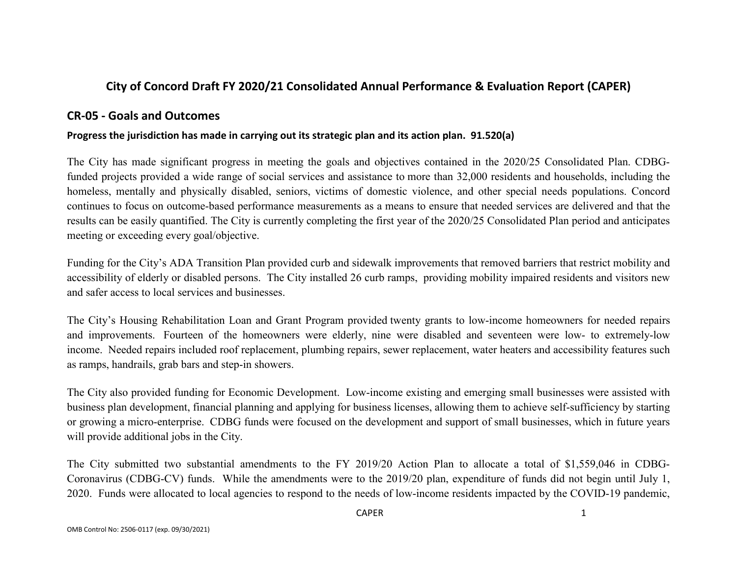# City of Concord Draft FY 2020/21 Consolidated Annual Performance & Evaluation Report (CAPER)

## CR-05 - Goals and Outcomes

### Progress the jurisdiction has made in carrying out its strategic plan and its action plan. 91.520(a)

The City has made significant progress in meeting the goals and objectives contained in the 2020/25 Consolidated Plan. CDBG-funded projects provided a wide range of social services and assistance to more than 32,000 residents and households, including the homeless, mentally and physically disabled, seniors, victims of domestic violence, and other special needs populations. Concord continues to focus on outcome-based performance measurements as a means to ensure that needed services are delivered and that the results can be easily quantified. The City is currently completing the first year of the 2020/25 Consolidated Plan period and anticipates meeting or exceeding every goal/objective.

Funding for the City's ADA Transition Plan provided curb and sidewalk improvements that removed barriers that restrict mobility and accessibility of elderly or disabled persons. The City installed 26 curb ramps, providing mobility impaired residents and visitors new and safer access to local services and businesses.

The City's Housing Rehabilitation Loan and Grant Program provided twenty grants to low-income homeowners for needed repairs and improvements. Fourteen of the homeowners were elderly, nine were disabled and seventeen were low- to extremely-low income. Needed repairs included roof replacement, plumbing repairs, sewer replacement, water heaters and accessibility features such as ramps, handrails, grab bars and step-in showers.

The City also provided funding for Economic Development. Low-income existing and emerging small businesses were assisted with business plan development, financial planning and applying for business licenses, allowing them to achieve self-sufficiency by starting or growing a micro-enterprise. CDBG funds were focused on the development and support of small businesses, which in future years will provide additional jobs in the City.

The City submitted two substantial amendments to the FY 2019/20 Action Plan to allocate a total of $1,559,046 in CDBG-Coronavirus (CDBG-CV) funds. While the amendments were to the 2019/20 plan, expenditure of funds did not begin until July 1, 2020. Funds were allocated to local agencies to respond to the needs of low-income residents impacted by the COVID-19 pandemic,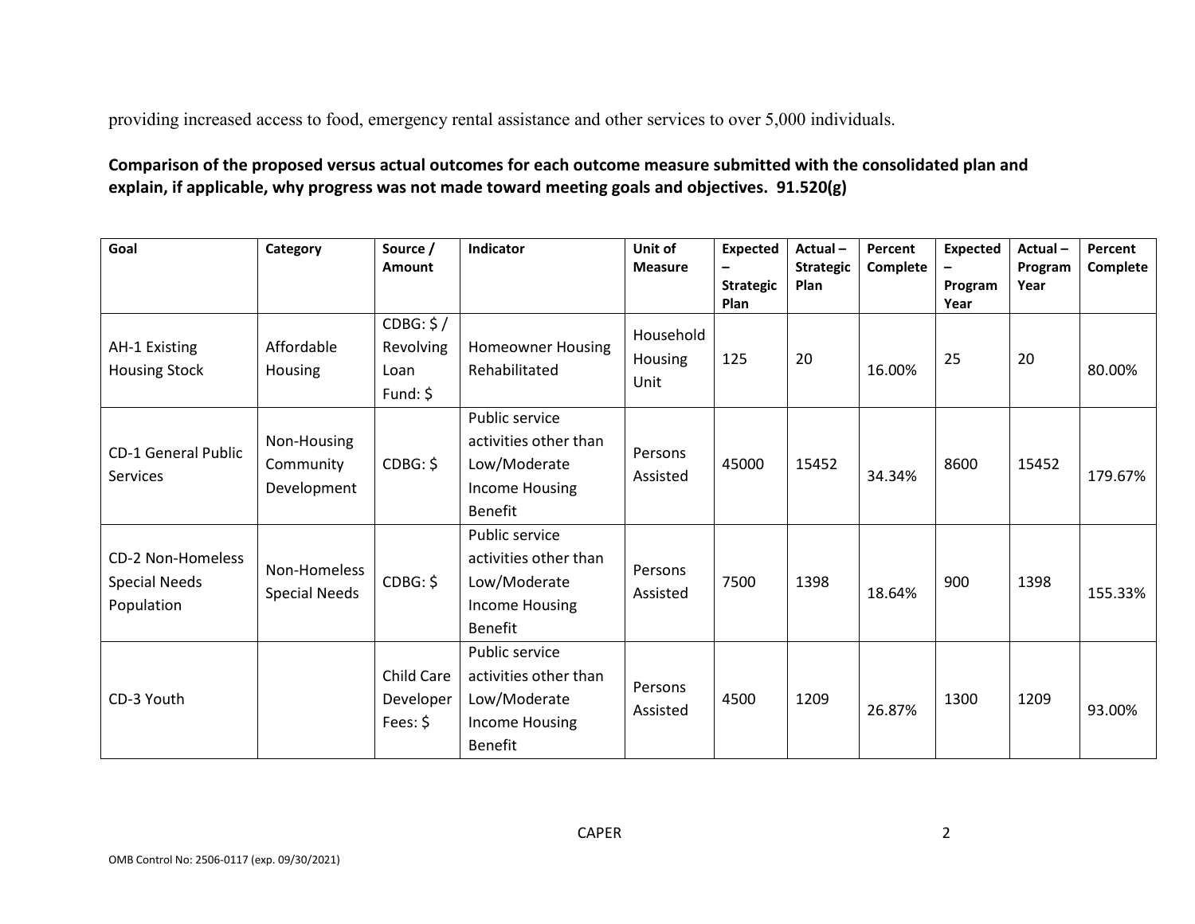providing increased access to food, emergency rental assistance and other services to over 5,000 individuals.

**Comparison of the proposed versus actual outcomes for each outcome measure submitted with the consolidated plan and explain, if applicable, why progress was not made toward meeting goals and objectives. 91.520(g)**

| Goal | Category | Source / Amount | Indicator | Unit of Measure | Expected – Strategic Plan | Actual – Strategic Plan | Percent Complete | Expected – Program Year | Actual – Program Year | Percent Complete |
|---|---|---|---|---|---|---|---|---|---|---|
| AH-1 Existing Housing Stock | Affordable Housing | CDBG: $ / Revolving Loan Fund: $ | Homeowner Housing Rehabilitated | Household Housing Unit | 125 | 20 | 16.00% | 25 | 20 | 80.00% |
| CD-1 General Public Services | Non-Housing Community Development | CDBG: $ | Public service activities other than Low/Moderate Income Housing Benefit | Persons Assisted | 45000 | 15452 | 34.34% | 8600 | 15452 | 179.67% |
| CD-2 Non-Homeless Special Needs Population | Non-Homeless Special Needs | CDBG: $ | Public service activities other than Low/Moderate Income Housing Benefit | Persons Assisted | 7500 | 1398 | 18.64% | 900 | 1398 | 155.33% |
| CD-3 Youth | | Child Care Developer Fees: $ | Public service activities other than Low/Moderate Income Housing Benefit | Persons Assisted | 4500 | 1209 | 26.87% | 1300 | 1209 | 93.00% |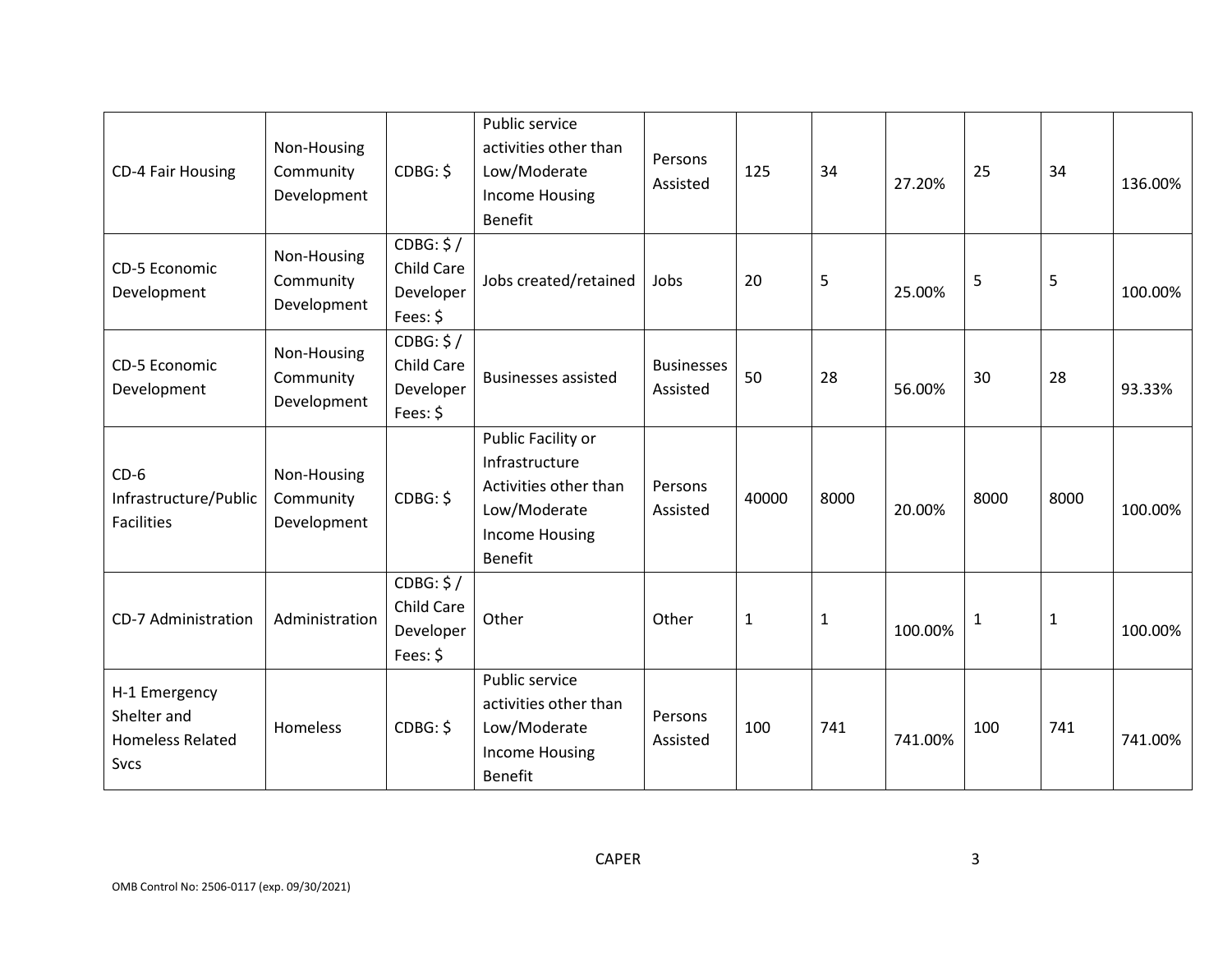| CD-4 Fair Housing | Non-Housing Community Development | CDBG: $ | Public service activities other than Low/Moderate Income Housing Benefit | Persons Assisted | 125 | 34 | 27.20% | 25 | 34 | 136.00% |
|---|---|---|---|---|---|---|---|---|---|---|
| CD-5 Economic Development | Non-Housing Community Development | CDBG: $ / Child Care Developer Fees: $ | Jobs created/retained | Jobs | 20 | 5 | 25.00% | 5 | 5 | 100.00% |
| CD-5 Economic Development | Non-Housing Community Development | CDBG: $ / Child Care Developer Fees: $ | Businesses assisted | Businesses Assisted | 50 | 28 | 56.00% | 30 | 28 | 93.33% |
| CD-6 Infrastructure/Public Facilities | Non-Housing Community Development | CDBG: $ | Public Facility or Infrastructure Activities other than Low/Moderate Income Housing Benefit | Persons Assisted | 40000 | 8000 | 20.00% | 8000 | 8000 | 100.00% |
| CD-7 Administration | Administration | CDBG: $ / Child Care Developer Fees: $ | Other | Other | 1 | 1 | 100.00% | 1 | 1 | 100.00% |
| H-1 Emergency Shelter and Homeless Related Svcs | Homeless | CDBG: $ | Public service activities other than Low/Moderate Income Housing Benefit | Persons Assisted | 100 | 741 | 741.00% | 100 | 741 | 741.00% |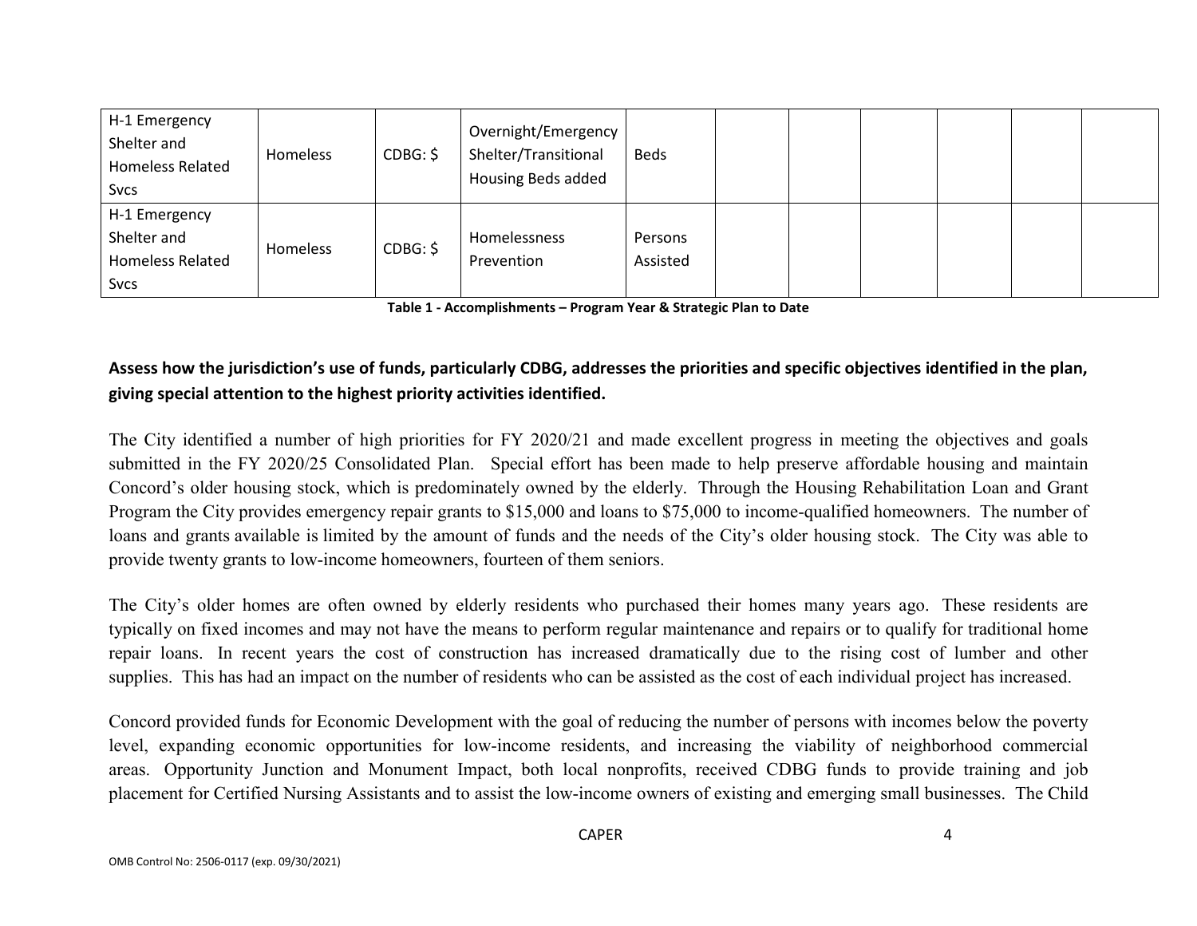| | | | | | | | | | | |
|---|---|---|---|---|---|---|---|---|---|---|
| H-1 Emergency Shelter and Homeless Related Svcs | Homeless | CDBG: $ | Overnight/Emergency Shelter/Transitional Housing Beds added | Beds | | | | | | |
| H-1 Emergency Shelter and Homeless Related Svcs | Homeless | CDBG: $ | Homelessness Prevention | Persons Assisted | | | | | | |

**Table 1 - Accomplishments – Program Year & Strategic Plan to Date**

**Assess how the jurisdiction's use of funds, particularly CDBG, addresses the priorities and specific objectives identified in the plan, giving special attention to the highest priority activities identified.**

The City identified a number of high priorities for FY 2020/21 and made excellent progress in meeting the objectives and goals submitted in the FY 2020/25 Consolidated Plan. Special effort has been made to help preserve affordable housing and maintain Concord's older housing stock, which is predominately owned by the elderly. Through the Housing Rehabilitation Loan and Grant Program the City provides emergency repair grants to $15,000 and loans to $75,000 to income-qualified homeowners. The number of loans and grants available is limited by the amount of funds and the needs of the City's older housing stock. The City was able to provide twenty grants to low-income homeowners, fourteen of them seniors.

The City's older homes are often owned by elderly residents who purchased their homes many years ago. These residents are typically on fixed incomes and may not have the means to perform regular maintenance and repairs or to qualify for traditional home repair loans. In recent years the cost of construction has increased dramatically due to the rising cost of lumber and other supplies. This has had an impact on the number of residents who can be assisted as the cost of each individual project has increased.

Concord provided funds for Economic Development with the goal of reducing the number of persons with incomes below the poverty level, expanding economic opportunities for low-income residents, and increasing the viability of neighborhood commercial areas. Opportunity Junction and Monument Impact, both local nonprofits, received CDBG funds to provide training and job placement for Certified Nursing Assistants and to assist the low-income owners of existing and emerging small businesses. The Child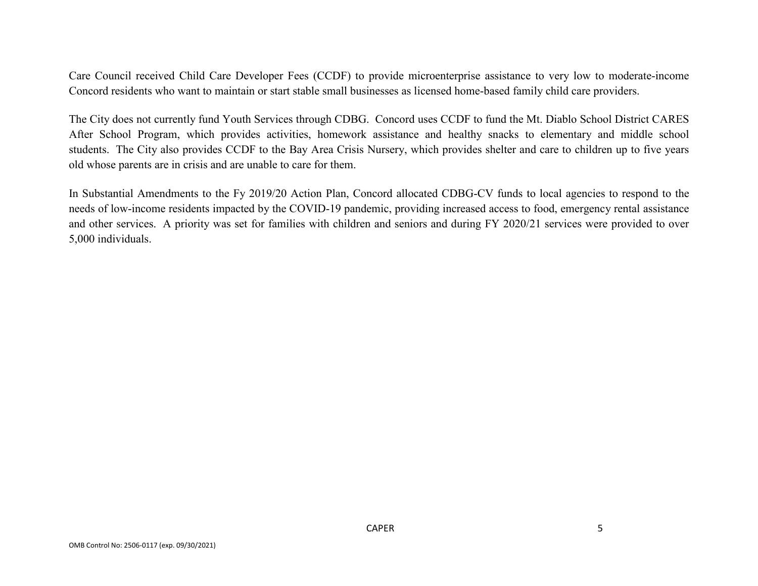Care Council received Child Care Developer Fees (CCDF) to provide microenterprise assistance to very low to moderate-income Concord residents who want to maintain or start stable small businesses as licensed home-based family child care providers.

The City does not currently fund Youth Services through CDBG. Concord uses CCDF to fund the Mt. Diablo School District CARES After School Program, which provides activities, homework assistance and healthy snacks to elementary and middle school students. The City also provides CCDF to the Bay Area Crisis Nursery, which provides shelter and care to children up to five years old whose parents are in crisis and are unable to care for them.

In Substantial Amendments to the Fy 2019/20 Action Plan, Concord allocated CDBG-CV funds to local agencies to respond to the needs of low-income residents impacted by the COVID-19 pandemic, providing increased access to food, emergency rental assistance and other services. A priority was set for families with children and seniors and during FY 2020/21 services were provided to over 5,000 individuals.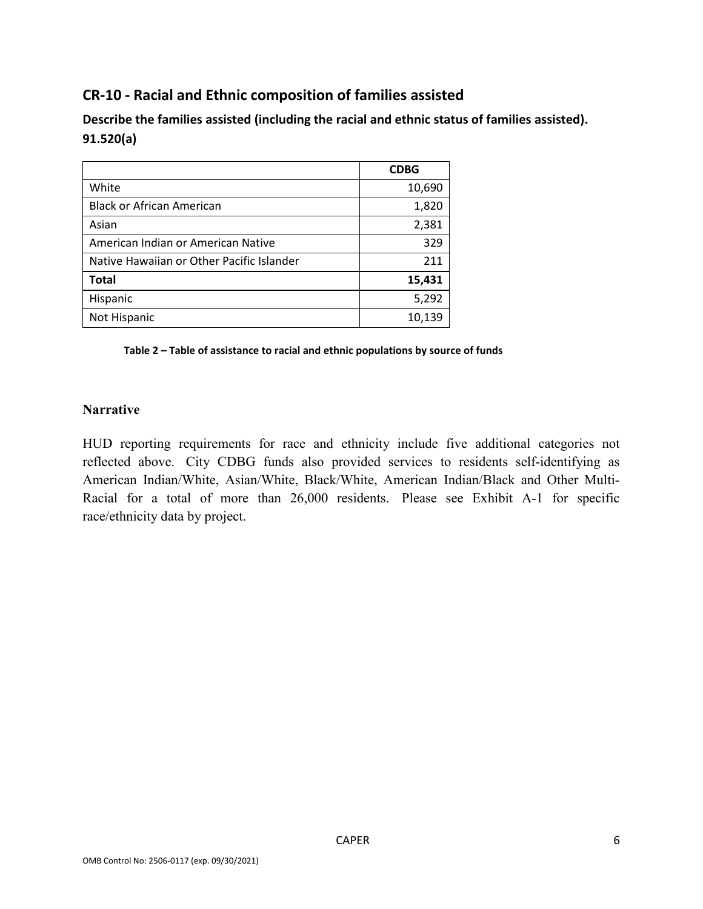## CR-10 - Racial and Ethnic composition of families assisted

**Describe the families assisted (including the racial and ethnic status of families assisted). 91.520(a)**

| | **CDBG** |
|---|---|
| White | 10,690 |
| Black or African American | 1,820 |
| Asian | 2,381 |
| American Indian or American Native | 329 |
| Native Hawaiian or Other Pacific Islander | 211 |
| **Total** | **15,431** |
| Hispanic | 5,292 |
| Not Hispanic | 10,139 |

**Table 2 – Table of assistance to racial and ethnic populations by source of funds**

### Narrative

HUD reporting requirements for race and ethnicity include five additional categories not reflected above. City CDBG funds also provided services to residents self-identifying as American Indian/White, Asian/White, Black/White, American Indian/Black and Other Multi-Racial for a total of more than 26,000 residents. Please see Exhibit A-1 for specific race/ethnicity data by project.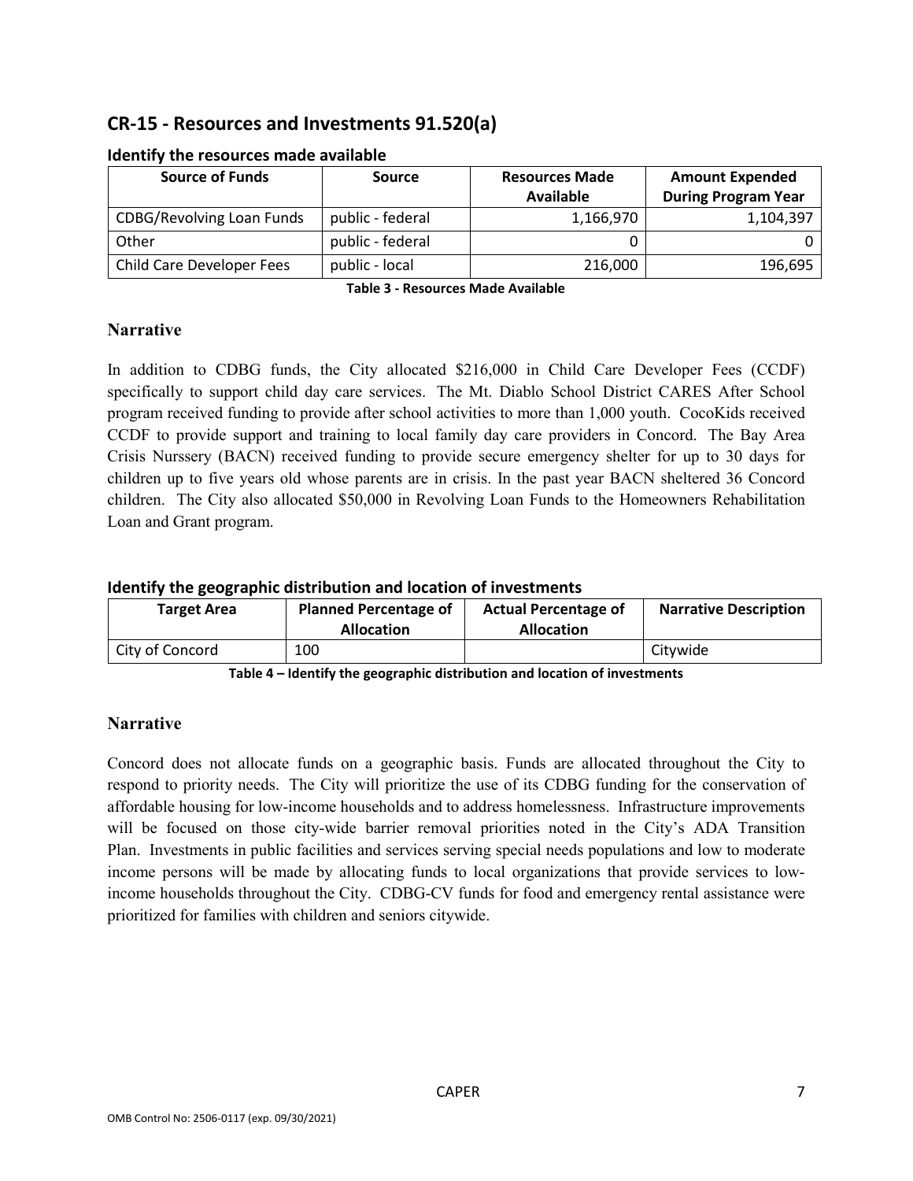## CR-15 - Resources and Investments 91.520(a)

### Identify the resources made available

| Source of Funds | Source | Resources Made Available | Amount Expended During Program Year |
|---|---|---|---|
| CDBG/Revolving Loan Funds | public - federal | 1,166,970 | 1,104,397 |
| Other | public - federal | 0 | 0 |
| Child Care Developer Fees | public - local | 216,000 | 196,695 |

**Table 3 - Resources Made Available**

### Narrative

In addition to CDBG funds, the City allocated $216,000 in Child Care Developer Fees (CCDF) specifically to support child day care services. The Mt. Diablo School District CARES After School program received funding to provide after school activities to more than 1,000 youth. CocoKids received CCDF to provide support and training to local family day care providers in Concord. The Bay Area Crisis Nurssery (BACN) received funding to provide secure emergency shelter for up to 30 days for children up to five years old whose parents are in crisis. In the past year BACN sheltered 36 Concord children. The City also allocated $50,000 in Revolving Loan Funds to the Homeowners Rehabilitation Loan and Grant program.

### Identify the geographic distribution and location of investments

| Target Area | Planned Percentage of Allocation | Actual Percentage of Allocation | Narrative Description |
|---|---|---|---|
| City of Concord | 100 | | Citywide |

**Table 4 – Identify the geographic distribution and location of investments**

### Narrative

Concord does not allocate funds on a geographic basis. Funds are allocated throughout the City to respond to priority needs. The City will prioritize the use of its CDBG funding for the conservation of affordable housing for low-income households and to address homelessness. Infrastructure improvements will be focused on those city-wide barrier removal priorities noted in the City's ADA Transition Plan. Investments in public facilities and services serving special needs populations and low to moderate income persons will be made by allocating funds to local organizations that provide services to low-income households throughout the City. CDBG-CV funds for food and emergency rental assistance were prioritized for families with children and seniors citywide.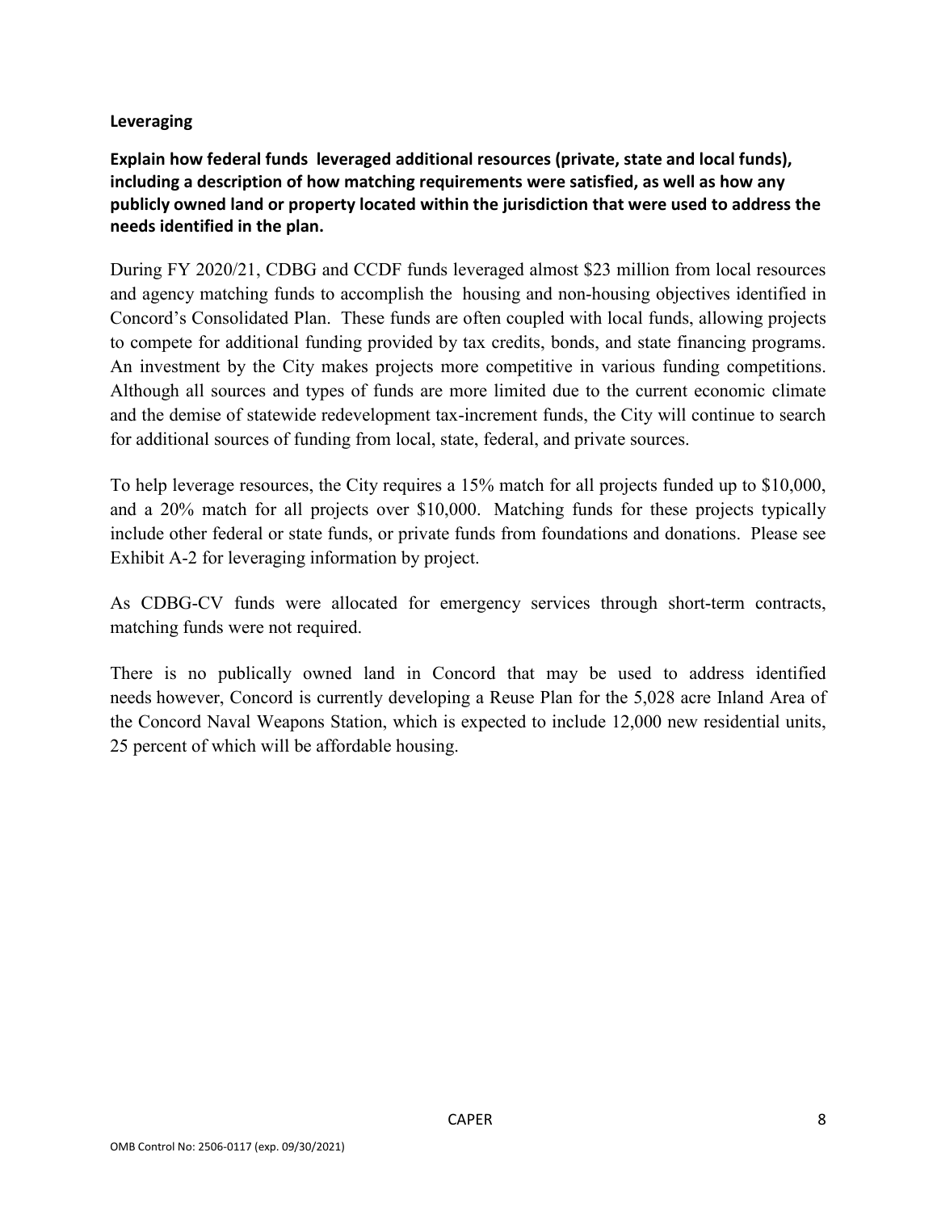## Leveraging

**Explain how federal funds leveraged additional resources (private, state and local funds), including a description of how matching requirements were satisfied, as well as how any publicly owned land or property located within the jurisdiction that were used to address the needs identified in the plan.**

During FY 2020/21, CDBG and CCDF funds leveraged almost $23 million from local resources and agency matching funds to accomplish the housing and non-housing objectives identified in Concord's Consolidated Plan. These funds are often coupled with local funds, allowing projects to compete for additional funding provided by tax credits, bonds, and state financing programs. An investment by the City makes projects more competitive in various funding competitions. Although all sources and types of funds are more limited due to the current economic climate and the demise of statewide redevelopment tax-increment funds, the City will continue to search for additional sources of funding from local, state, federal, and private sources.

To help leverage resources, the City requires a 15% match for all projects funded up to $10,000, and a 20% match for all projects over $10,000. Matching funds for these projects typically include other federal or state funds, or private funds from foundations and donations. Please see Exhibit A-2 for leveraging information by project.

As CDBG-CV funds were allocated for emergency services through short-term contracts, matching funds were not required.

There is no publically owned land in Concord that may be used to address identified needs however, Concord is currently developing a Reuse Plan for the 5,028 acre Inland Area of the Concord Naval Weapons Station, which is expected to include 12,000 new residential units, 25 percent of which will be affordable housing.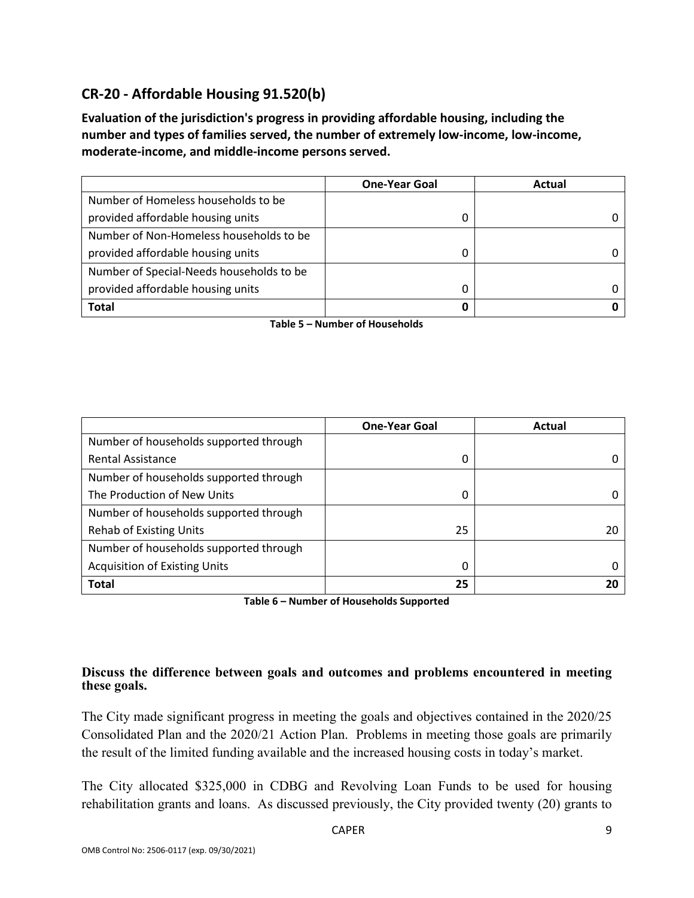## CR-20 - Affordable Housing 91.520(b)

**Evaluation of the jurisdiction's progress in providing affordable housing, including the number and types of families served, the number of extremely low-income, low-income, moderate-income, and middle-income persons served.**

| | One-Year Goal | Actual |
|---|---|---|
| Number of Homeless households to be provided affordable housing units | 0 | 0 |
| Number of Non-Homeless households to be provided affordable housing units | 0 | 0 |
| Number of Special-Needs households to be provided affordable housing units | 0 | 0 |
| **Total** | **0** | **0** |

**Table 5 – Number of Households**

| | One-Year Goal | Actual |
|---|---|---|
| Number of households supported through Rental Assistance | 0 | 0 |
| Number of households supported through The Production of New Units | 0 | 0 |
| Number of households supported through Rehab of Existing Units | 25 | 20 |
| Number of households supported through Acquisition of Existing Units | 0 | 0 |
| **Total** | **25** | **20** |

**Table 6 – Number of Households Supported**

**Discuss the difference between goals and outcomes and problems encountered in meeting these goals.**

The City made significant progress in meeting the goals and objectives contained in the 2020/25 Consolidated Plan and the 2020/21 Action Plan. Problems in meeting those goals are primarily the result of the limited funding available and the increased housing costs in today's market.

The City allocated $325,000 in CDBG and Revolving Loan Funds to be used for housing rehabilitation grants and loans. As discussed previously, the City provided twenty (20) grants to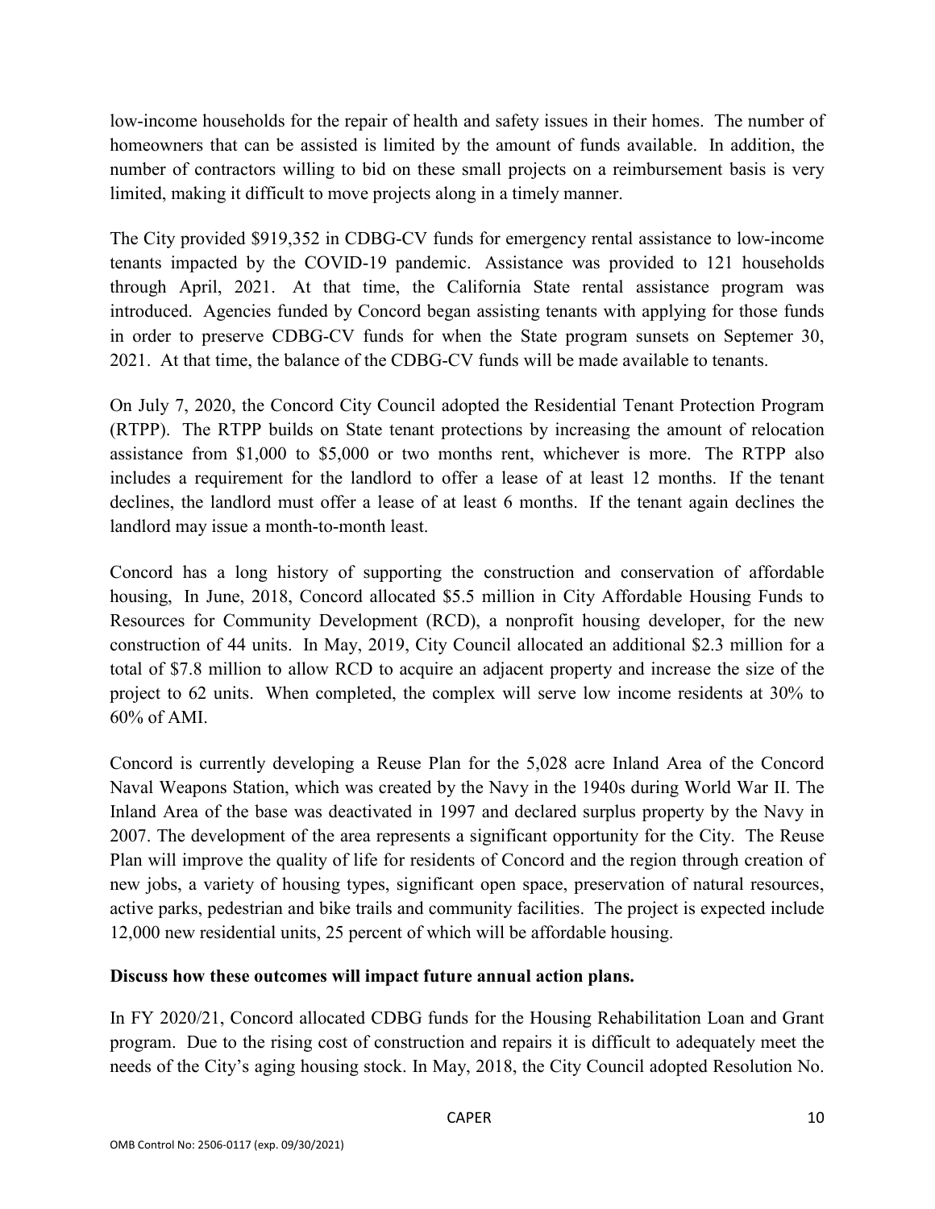low-income households for the repair of health and safety issues in their homes. The number of homeowners that can be assisted is limited by the amount of funds available. In addition, the number of contractors willing to bid on these small projects on a reimbursement basis is very limited, making it difficult to move projects along in a timely manner.

The City provided $919,352 in CDBG-CV funds for emergency rental assistance to low-income tenants impacted by the COVID-19 pandemic. Assistance was provided to 121 households through April, 2021. At that time, the California State rental assistance program was introduced. Agencies funded by Concord began assisting tenants with applying for those funds in order to preserve CDBG-CV funds for when the State program sunsets on Septemer 30, 2021. At that time, the balance of the CDBG-CV funds will be made available to tenants.

On July 7, 2020, the Concord City Council adopted the Residential Tenant Protection Program (RTPP). The RTPP builds on State tenant protections by increasing the amount of relocation assistance from $1,000 to $5,000 or two months rent, whichever is more. The RTPP also includes a requirement for the landlord to offer a lease of at least 12 months. If the tenant declines, the landlord must offer a lease of at least 6 months. If the tenant again declines the landlord may issue a month-to-month least.

Concord has a long history of supporting the construction and conservation of affordable housing, In June, 2018, Concord allocated $5.5 million in City Affordable Housing Funds to Resources for Community Development (RCD), a nonprofit housing developer, for the new construction of 44 units. In May, 2019, City Council allocated an additional $2.3 million for a total of $7.8 million to allow RCD to acquire an adjacent property and increase the size of the project to 62 units. When completed, the complex will serve low income residents at 30% to 60% of AMI.

Concord is currently developing a Reuse Plan for the 5,028 acre Inland Area of the Concord Naval Weapons Station, which was created by the Navy in the 1940s during World War II. The Inland Area of the base was deactivated in 1997 and declared surplus property by the Navy in 2007. The development of the area represents a significant opportunity for the City. The Reuse Plan will improve the quality of life for residents of Concord and the region through creation of new jobs, a variety of housing types, significant open space, preservation of natural resources, active parks, pedestrian and bike trails and community facilities. The project is expected include 12,000 new residential units, 25 percent of which will be affordable housing.

**Discuss how these outcomes will impact future annual action plans.**

In FY 2020/21, Concord allocated CDBG funds for the Housing Rehabilitation Loan and Grant program. Due to the rising cost of construction and repairs it is difficult to adequately meet the needs of the City's aging housing stock. In May, 2018, the City Council adopted Resolution No.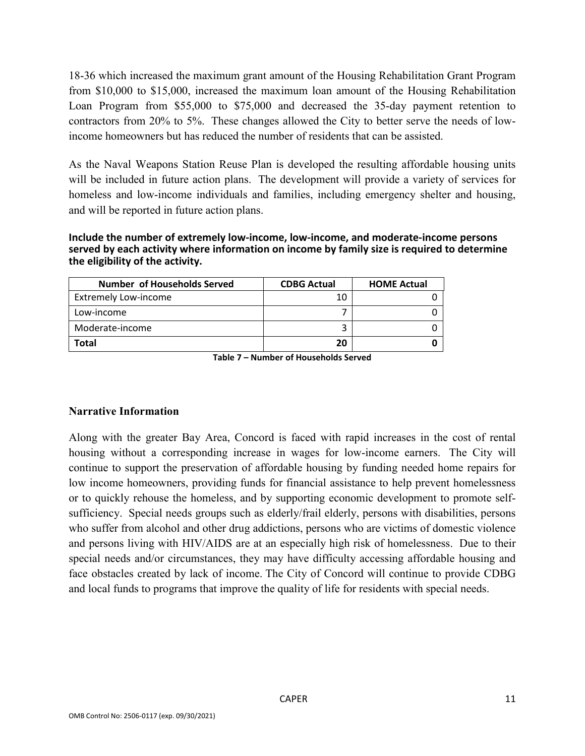18-36 which increased the maximum grant amount of the Housing Rehabilitation Grant Program from $10,000 to $15,000, increased the maximum loan amount of the Housing Rehabilitation Loan Program from $55,000 to $75,000 and decreased the 35-day payment retention to contractors from 20% to 5%. These changes allowed the City to better serve the needs of low-income homeowners but has reduced the number of residents that can be assisted.

As the Naval Weapons Station Reuse Plan is developed the resulting affordable housing units will be included in future action plans. The development will provide a variety of services for homeless and low-income individuals and families, including emergency shelter and housing, and will be reported in future action plans.

**Include the number of extremely low-income, low-income, and moderate-income persons served by each activity where information on income by family size is required to determine the eligibility of the activity.**

| Number of Households Served | CDBG Actual | HOME Actual |
|---|---|---|
| Extremely Low-income | 10 | 0 |
| Low-income | 7 | 0 |
| Moderate-income | 3 | 0 |
| **Total** | **20** | **0** |

**Table 7 – Number of Households Served**

### Narrative Information

Along with the greater Bay Area, Concord is faced with rapid increases in the cost of rental housing without a corresponding increase in wages for low-income earners. The City will continue to support the preservation of affordable housing by funding needed home repairs for low income homeowners, providing funds for financial assistance to help prevent homelessness or to quickly rehouse the homeless, and by supporting economic development to promote self-sufficiency. Special needs groups such as elderly/frail elderly, persons with disabilities, persons who suffer from alcohol and other drug addictions, persons who are victims of domestic violence and persons living with HIV/AIDS are at an especially high risk of homelessness. Due to their special needs and/or circumstances, they may have difficulty accessing affordable housing and face obstacles created by lack of income. The City of Concord will continue to provide CDBG and local funds to programs that improve the quality of life for residents with special needs.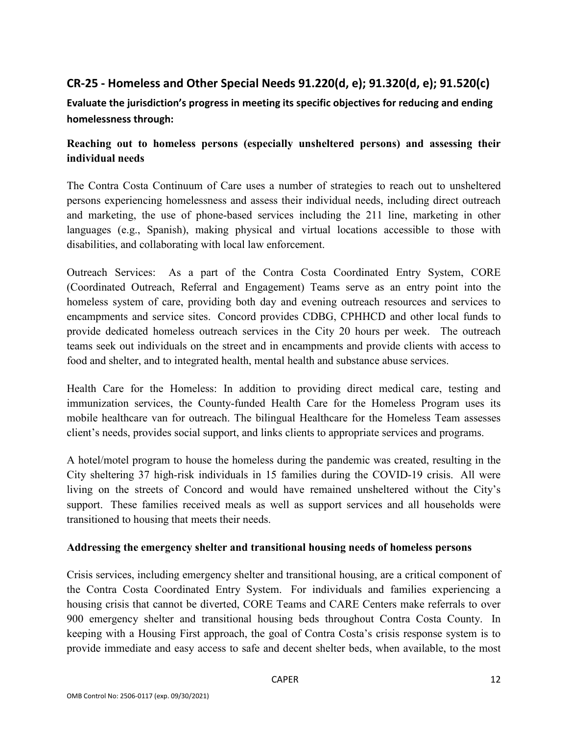## CR-25 - Homeless and Other Special Needs 91.220(d, e); 91.320(d, e); 91.520(c)

**Evaluate the jurisdiction's progress in meeting its specific objectives for reducing and ending homelessness through:**

### Reaching out to homeless persons (especially unsheltered persons) and assessing their individual needs

The Contra Costa Continuum of Care uses a number of strategies to reach out to unsheltered persons experiencing homelessness and assess their individual needs, including direct outreach and marketing, the use of phone-based services including the 211 line, marketing in other languages (e.g., Spanish), making physical and virtual locations accessible to those with disabilities, and collaborating with local law enforcement.

Outreach Services: As a part of the Contra Costa Coordinated Entry System, CORE (Coordinated Outreach, Referral and Engagement) Teams serve as an entry point into the homeless system of care, providing both day and evening outreach resources and services to encampments and service sites. Concord provides CDBG, CPHHCD and other local funds to provide dedicated homeless outreach services in the City 20 hours per week. The outreach teams seek out individuals on the street and in encampments and provide clients with access to food and shelter, and to integrated health, mental health and substance abuse services.

Health Care for the Homeless: In addition to providing direct medical care, testing and immunization services, the County-funded Health Care for the Homeless Program uses its mobile healthcare van for outreach. The bilingual Healthcare for the Homeless Team assesses client's needs, provides social support, and links clients to appropriate services and programs.

A hotel/motel program to house the homeless during the pandemic was created, resulting in the City sheltering 37 high-risk individuals in 15 families during the COVID-19 crisis. All were living on the streets of Concord and would have remained unsheltered without the City's support. These families received meals as well as support services and all households were transitioned to housing that meets their needs.

### Addressing the emergency shelter and transitional housing needs of homeless persons

Crisis services, including emergency shelter and transitional housing, are a critical component of the Contra Costa Coordinated Entry System. For individuals and families experiencing a housing crisis that cannot be diverted, CORE Teams and CARE Centers make referrals to over 900 emergency shelter and transitional housing beds throughout Contra Costa County. In keeping with a Housing First approach, the goal of Contra Costa's crisis response system is to provide immediate and easy access to safe and decent shelter beds, when available, to the most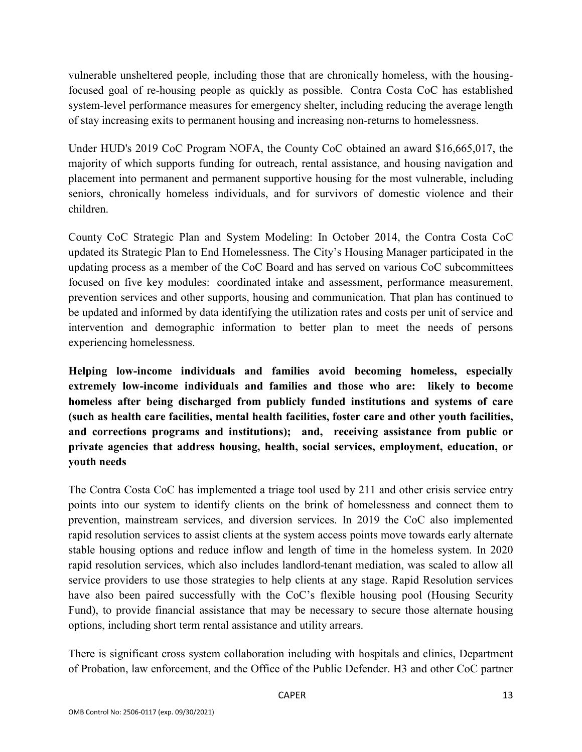vulnerable unsheltered people, including those that are chronically homeless, with the housing-focused goal of re-housing people as quickly as possible. Contra Costa CoC has established system-level performance measures for emergency shelter, including reducing the average length of stay increasing exits to permanent housing and increasing non-returns to homelessness.

Under HUD's 2019 CoC Program NOFA, the County CoC obtained an award $16,665,017, the majority of which supports funding for outreach, rental assistance, and housing navigation and placement into permanent and permanent supportive housing for the most vulnerable, including seniors, chronically homeless individuals, and for survivors of domestic violence and their children.

County CoC Strategic Plan and System Modeling: In October 2014, the Contra Costa CoC updated its Strategic Plan to End Homelessness. The City's Housing Manager participated in the updating process as a member of the CoC Board and has served on various CoC subcommittees focused on five key modules: coordinated intake and assessment, performance measurement, prevention services and other supports, housing and communication. That plan has continued to be updated and informed by data identifying the utilization rates and costs per unit of service and intervention and demographic information to better plan to meet the needs of persons experiencing homelessness.

**Helping low-income individuals and families avoid becoming homeless, especially extremely low-income individuals and families and those who are: likely to become homeless after being discharged from publicly funded institutions and systems of care (such as health care facilities, mental health facilities, foster care and other youth facilities, and corrections programs and institutions); and, receiving assistance from public or private agencies that address housing, health, social services, employment, education, or youth needs**

The Contra Costa CoC has implemented a triage tool used by 211 and other crisis service entry points into our system to identify clients on the brink of homelessness and connect them to prevention, mainstream services, and diversion services. In 2019 the CoC also implemented rapid resolution services to assist clients at the system access points move towards early alternate stable housing options and reduce inflow and length of time in the homeless system. In 2020 rapid resolution services, which also includes landlord-tenant mediation, was scaled to allow all service providers to use those strategies to help clients at any stage. Rapid Resolution services have also been paired successfully with the CoC's flexible housing pool (Housing Security Fund), to provide financial assistance that may be necessary to secure those alternate housing options, including short term rental assistance and utility arrears.

There is significant cross system collaboration including with hospitals and clinics, Department of Probation, law enforcement, and the Office of the Public Defender. H3 and other CoC partner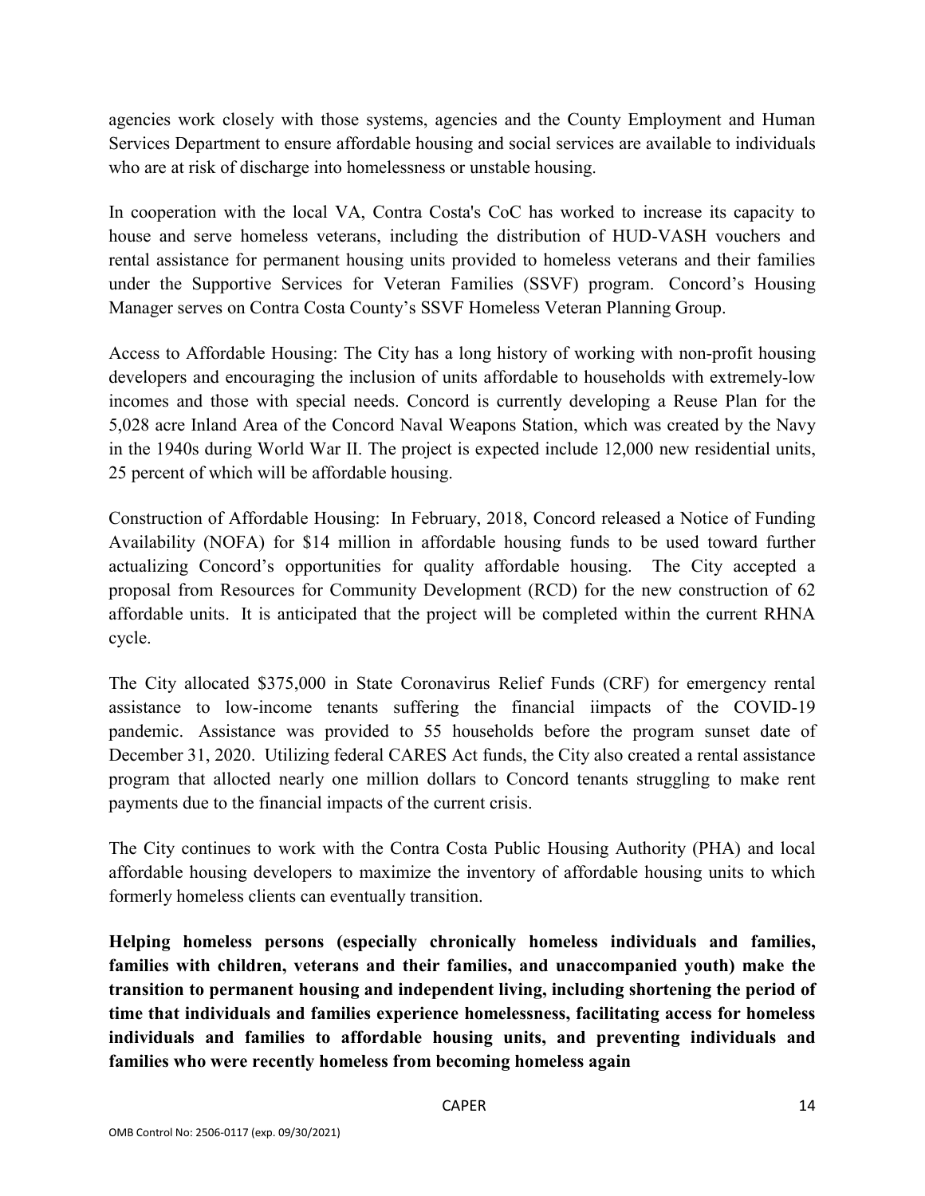agencies work closely with those systems, agencies and the County Employment and Human Services Department to ensure affordable housing and social services are available to individuals who are at risk of discharge into homelessness or unstable housing.

In cooperation with the local VA, Contra Costa's CoC has worked to increase its capacity to house and serve homeless veterans, including the distribution of HUD-VASH vouchers and rental assistance for permanent housing units provided to homeless veterans and their families under the Supportive Services for Veteran Families (SSVF) program. Concord's Housing Manager serves on Contra Costa County's SSVF Homeless Veteran Planning Group.

Access to Affordable Housing: The City has a long history of working with non-profit housing developers and encouraging the inclusion of units affordable to households with extremely-low incomes and those with special needs. Concord is currently developing a Reuse Plan for the 5,028 acre Inland Area of the Concord Naval Weapons Station, which was created by the Navy in the 1940s during World War II. The project is expected include 12,000 new residential units, 25 percent of which will be affordable housing.

Construction of Affordable Housing: In February, 2018, Concord released a Notice of Funding Availability (NOFA) for $14 million in affordable housing funds to be used toward further actualizing Concord's opportunities for quality affordable housing. The City accepted a proposal from Resources for Community Development (RCD) for the new construction of 62 affordable units. It is anticipated that the project will be completed within the current RHNA cycle.

The City allocated $375,000 in State Coronavirus Relief Funds (CRF) for emergency rental assistance to low-income tenants suffering the financial iimpacts of the COVID-19 pandemic. Assistance was provided to 55 households before the program sunset date of December 31, 2020. Utilizing federal CARES Act funds, the City also created a rental assistance program that allocted nearly one million dollars to Concord tenants struggling to make rent payments due to the financial impacts of the current crisis.

The City continues to work with the Contra Costa Public Housing Authority (PHA) and local affordable housing developers to maximize the inventory of affordable housing units to which formerly homeless clients can eventually transition.

**Helping homeless persons (especially chronically homeless individuals and families, families with children, veterans and their families, and unaccompanied youth) make the transition to permanent housing and independent living, including shortening the period of time that individuals and families experience homelessness, facilitating access for homeless individuals and families to affordable housing units, and preventing individuals and families who were recently homeless from becoming homeless again**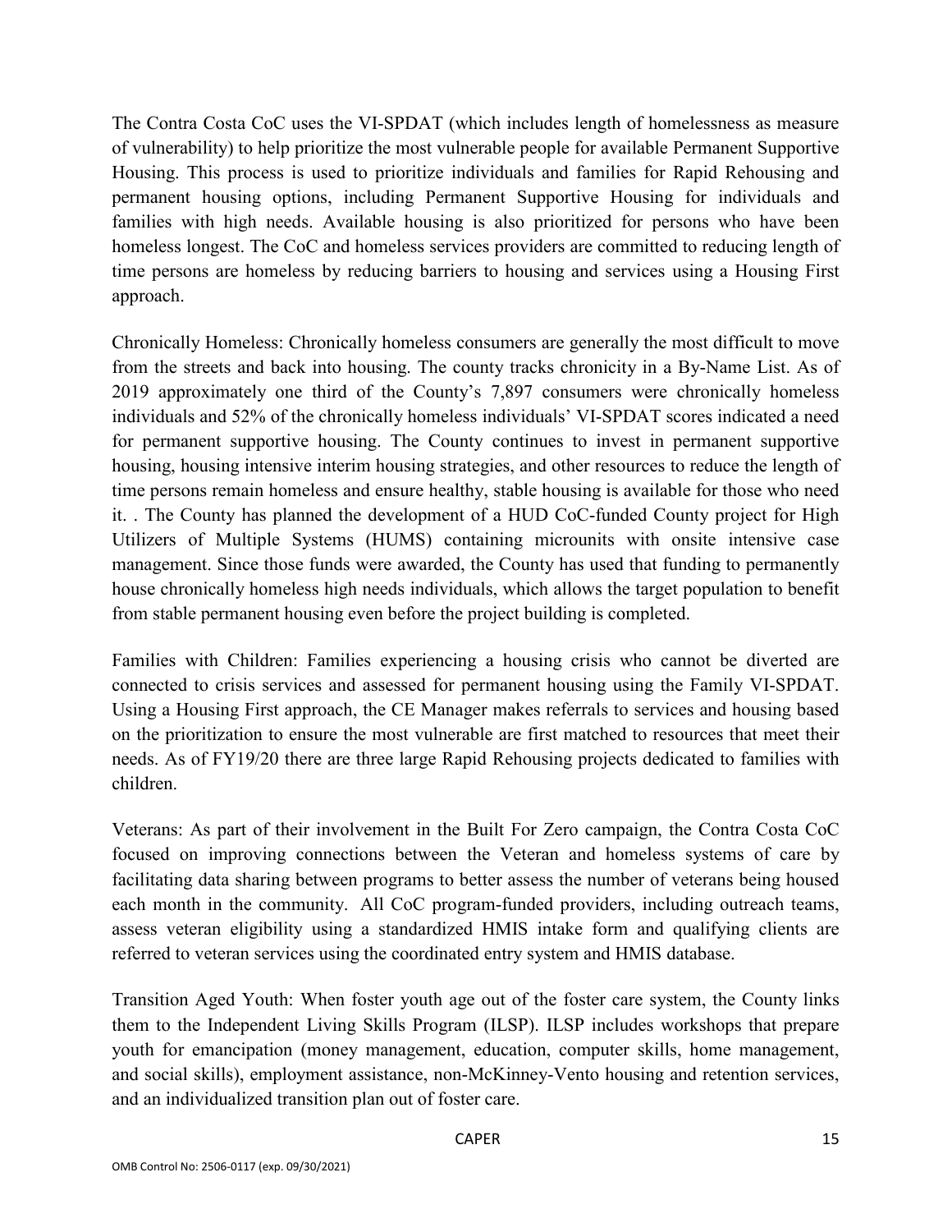The Contra Costa CoC uses the VI-SPDAT (which includes length of homelessness as measure of vulnerability) to help prioritize the most vulnerable people for available Permanent Supportive Housing. This process is used to prioritize individuals and families for Rapid Rehousing and permanent housing options, including Permanent Supportive Housing for individuals and families with high needs. Available housing is also prioritized for persons who have been homeless longest. The CoC and homeless services providers are committed to reducing length of time persons are homeless by reducing barriers to housing and services using a Housing First approach.

Chronically Homeless: Chronically homeless consumers are generally the most difficult to move from the streets and back into housing. The county tracks chronicity in a By-Name List. As of 2019 approximately one third of the County's 7,897 consumers were chronically homeless individuals and 52% of the chronically homeless individuals' VI-SPDAT scores indicated a need for permanent supportive housing. The County continues to invest in permanent supportive housing, housing intensive interim housing strategies, and other resources to reduce the length of time persons remain homeless and ensure healthy, stable housing is available for those who need it. . The County has planned the development of a HUD CoC-funded County project for High Utilizers of Multiple Systems (HUMS) containing microunits with onsite intensive case management. Since those funds were awarded, the County has used that funding to permanently house chronically homeless high needs individuals, which allows the target population to benefit from stable permanent housing even before the project building is completed.

Families with Children: Families experiencing a housing crisis who cannot be diverted are connected to crisis services and assessed for permanent housing using the Family VI-SPDAT. Using a Housing First approach, the CE Manager makes referrals to services and housing based on the prioritization to ensure the most vulnerable are first matched to resources that meet their needs. As of FY19/20 there are three large Rapid Rehousing projects dedicated to families with children.

Veterans: As part of their involvement in the Built For Zero campaign, the Contra Costa CoC focused on improving connections between the Veteran and homeless systems of care by facilitating data sharing between programs to better assess the number of veterans being housed each month in the community. All CoC program-funded providers, including outreach teams, assess veteran eligibility using a standardized HMIS intake form and qualifying clients are referred to veteran services using the coordinated entry system and HMIS database.

Transition Aged Youth: When foster youth age out of the foster care system, the County links them to the Independent Living Skills Program (ILSP). ILSP includes workshops that prepare youth for emancipation (money management, education, computer skills, home management, and social skills), employment assistance, non-McKinney-Vento housing and retention services, and an individualized transition plan out of foster care.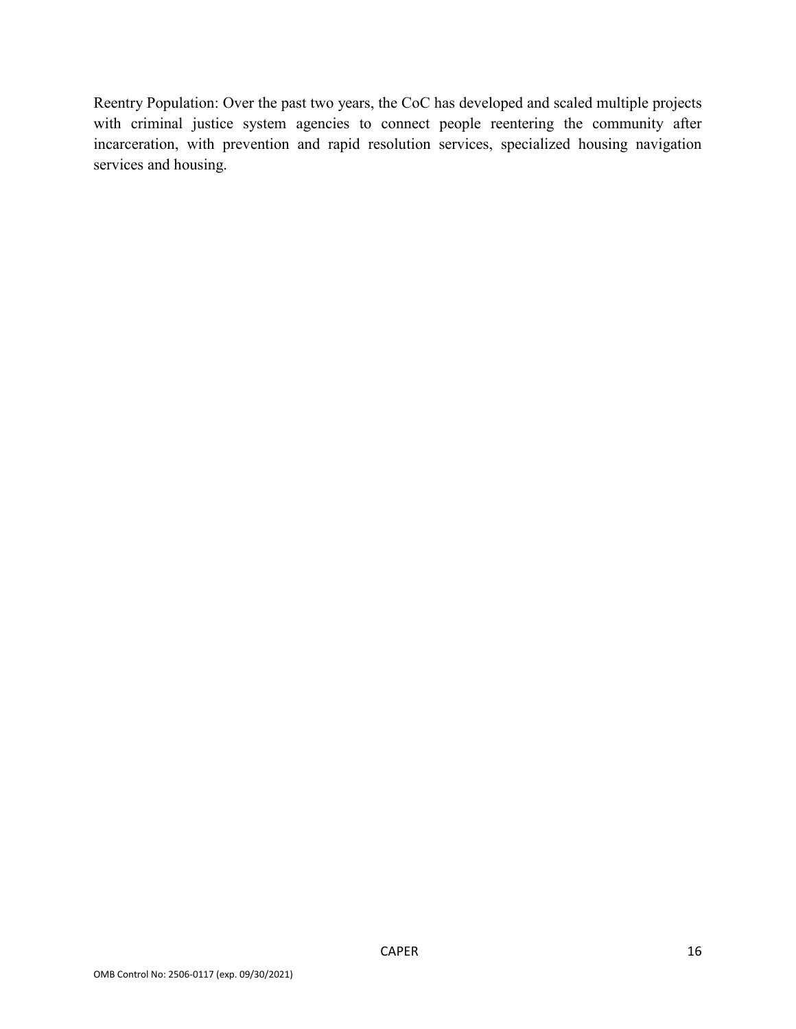Reentry Population: Over the past two years, the CoC has developed and scaled multiple projects with criminal justice system agencies to connect people reentering the community after incarceration, with prevention and rapid resolution services, specialized housing navigation services and housing.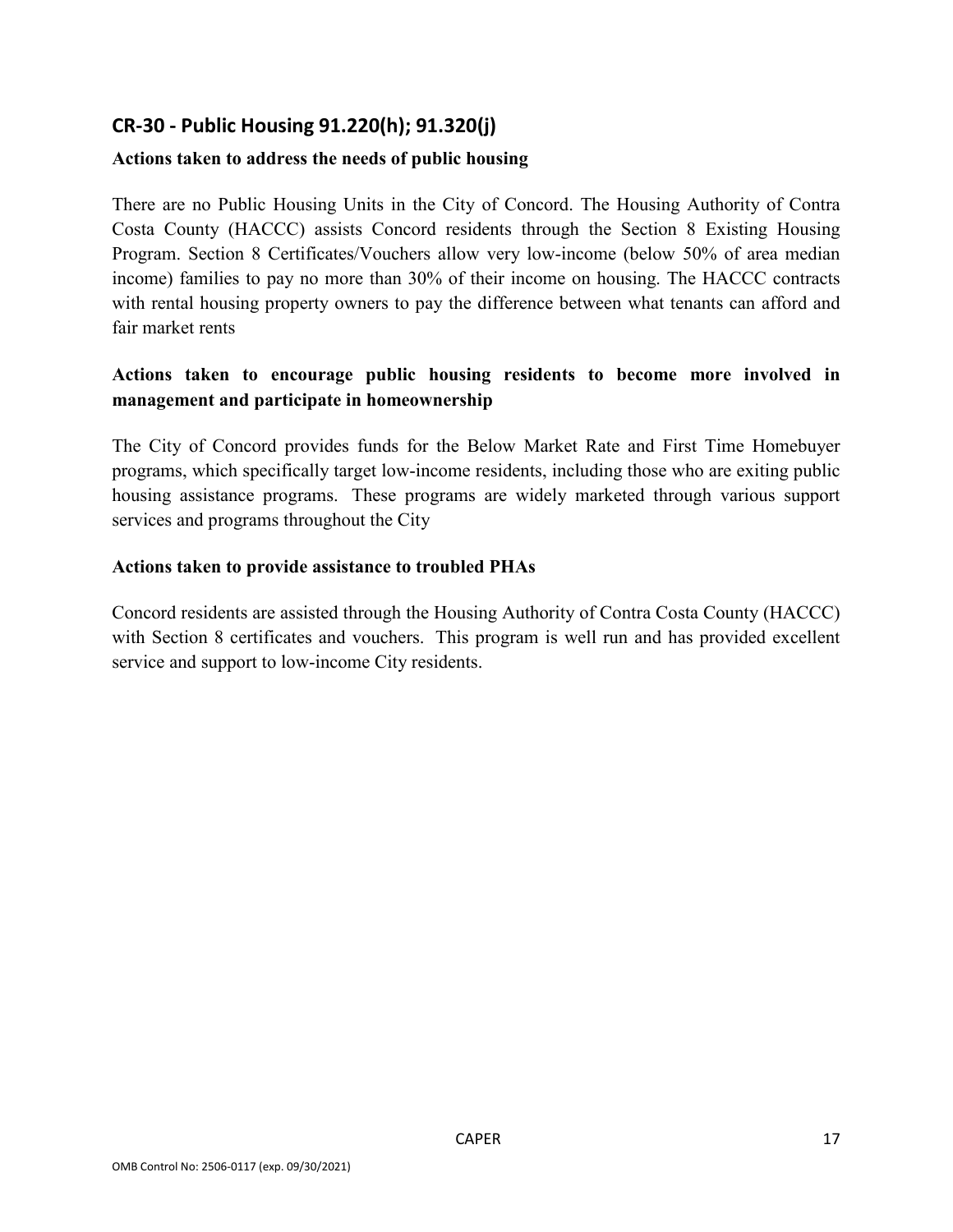## CR-30 - Public Housing 91.220(h); 91.320(j)

**Actions taken to address the needs of public housing**

There are no Public Housing Units in the City of Concord. The Housing Authority of Contra Costa County (HACCC) assists Concord residents through the Section 8 Existing Housing Program. Section 8 Certificates/Vouchers allow very low-income (below 50% of area median income) families to pay no more than 30% of their income on housing. The HACCC contracts with rental housing property owners to pay the difference between what tenants can afford and fair market rents

**Actions taken to encourage public housing residents to become more involved in management and participate in homeownership**

The City of Concord provides funds for the Below Market Rate and First Time Homebuyer programs, which specifically target low-income residents, including those who are exiting public housing assistance programs. These programs are widely marketed through various support services and programs throughout the City

**Actions taken to provide assistance to troubled PHAs**

Concord residents are assisted through the Housing Authority of Contra Costa County (HACCC) with Section 8 certificates and vouchers. This program is well run and has provided excellent service and support to low-income City residents.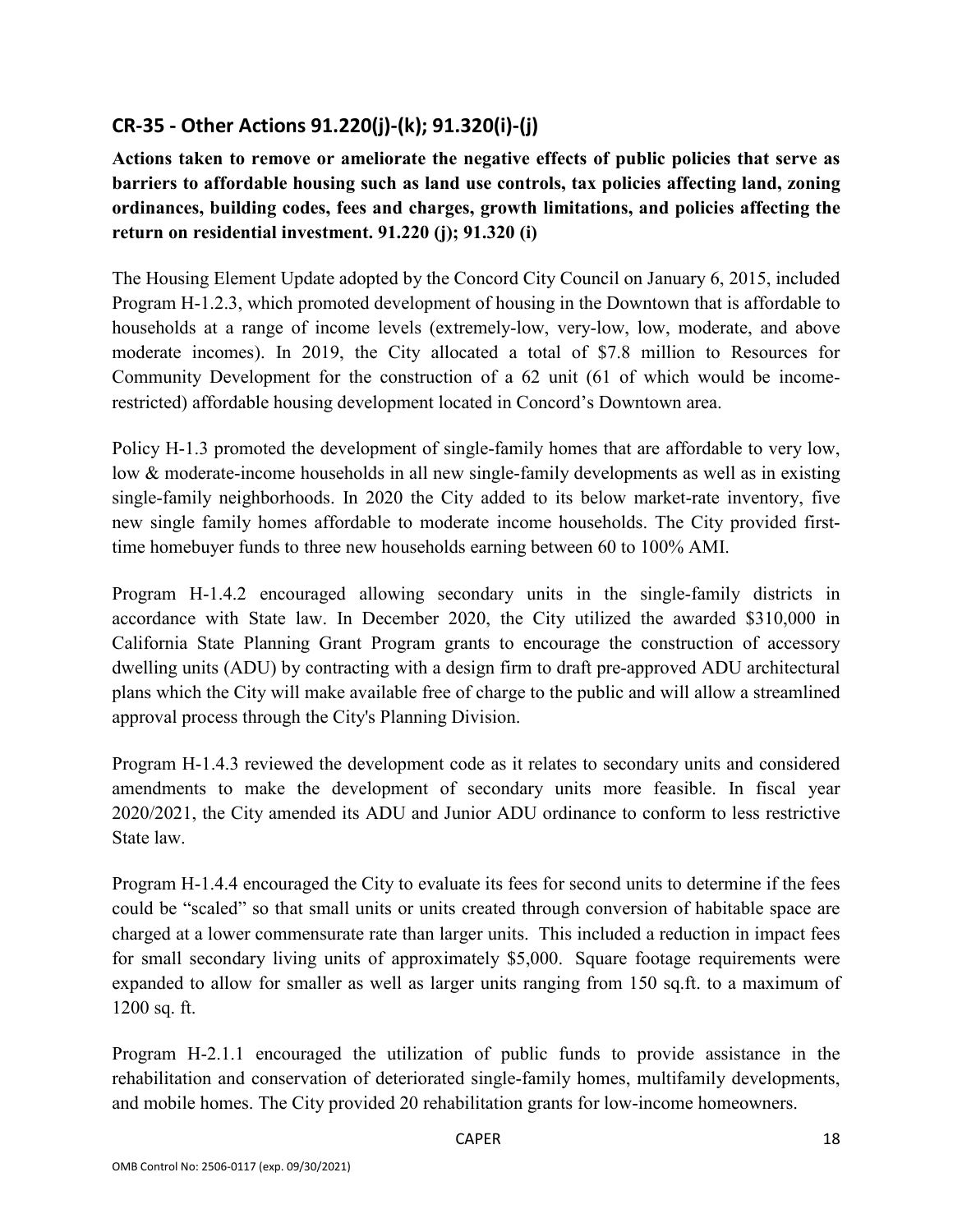## CR-35 - Other Actions 91.220(j)-(k); 91.320(i)-(j)

**Actions taken to remove or ameliorate the negative effects of public policies that serve as barriers to affordable housing such as land use controls, tax policies affecting land, zoning ordinances, building codes, fees and charges, growth limitations, and policies affecting the return on residential investment. 91.220 (j); 91.320 (i)**

The Housing Element Update adopted by the Concord City Council on January 6, 2015, included Program H-1.2.3, which promoted development of housing in the Downtown that is affordable to households at a range of income levels (extremely-low, very-low, low, moderate, and above moderate incomes). In 2019, the City allocated a total of $7.8 million to Resources for Community Development for the construction of a 62 unit (61 of which would be income-restricted) affordable housing development located in Concord's Downtown area.

Policy H-1.3 promoted the development of single-family homes that are affordable to very low, low & moderate-income households in all new single-family developments as well as in existing single-family neighborhoods. In 2020 the City added to its below market-rate inventory, five new single family homes affordable to moderate income households. The City provided first-time homebuyer funds to three new households earning between 60 to 100% AMI.

Program H-1.4.2 encouraged allowing secondary units in the single-family districts in accordance with State law. In December 2020, the City utilized the awarded $310,000 in California State Planning Grant Program grants to encourage the construction of accessory dwelling units (ADU) by contracting with a design firm to draft pre-approved ADU architectural plans which the City will make available free of charge to the public and will allow a streamlined approval process through the City's Planning Division.

Program H-1.4.3 reviewed the development code as it relates to secondary units and considered amendments to make the development of secondary units more feasible. In fiscal year 2020/2021, the City amended its ADU and Junior ADU ordinance to conform to less restrictive State law.

Program H-1.4.4 encouraged the City to evaluate its fees for second units to determine if the fees could be "scaled" so that small units or units created through conversion of habitable space are charged at a lower commensurate rate than larger units. This included a reduction in impact fees for small secondary living units of approximately $5,000. Square footage requirements were expanded to allow for smaller as well as larger units ranging from 150 sq.ft. to a maximum of 1200 sq. ft.

Program H-2.1.1 encouraged the utilization of public funds to provide assistance in the rehabilitation and conservation of deteriorated single-family homes, multifamily developments, and mobile homes. The City provided 20 rehabilitation grants for low-income homeowners.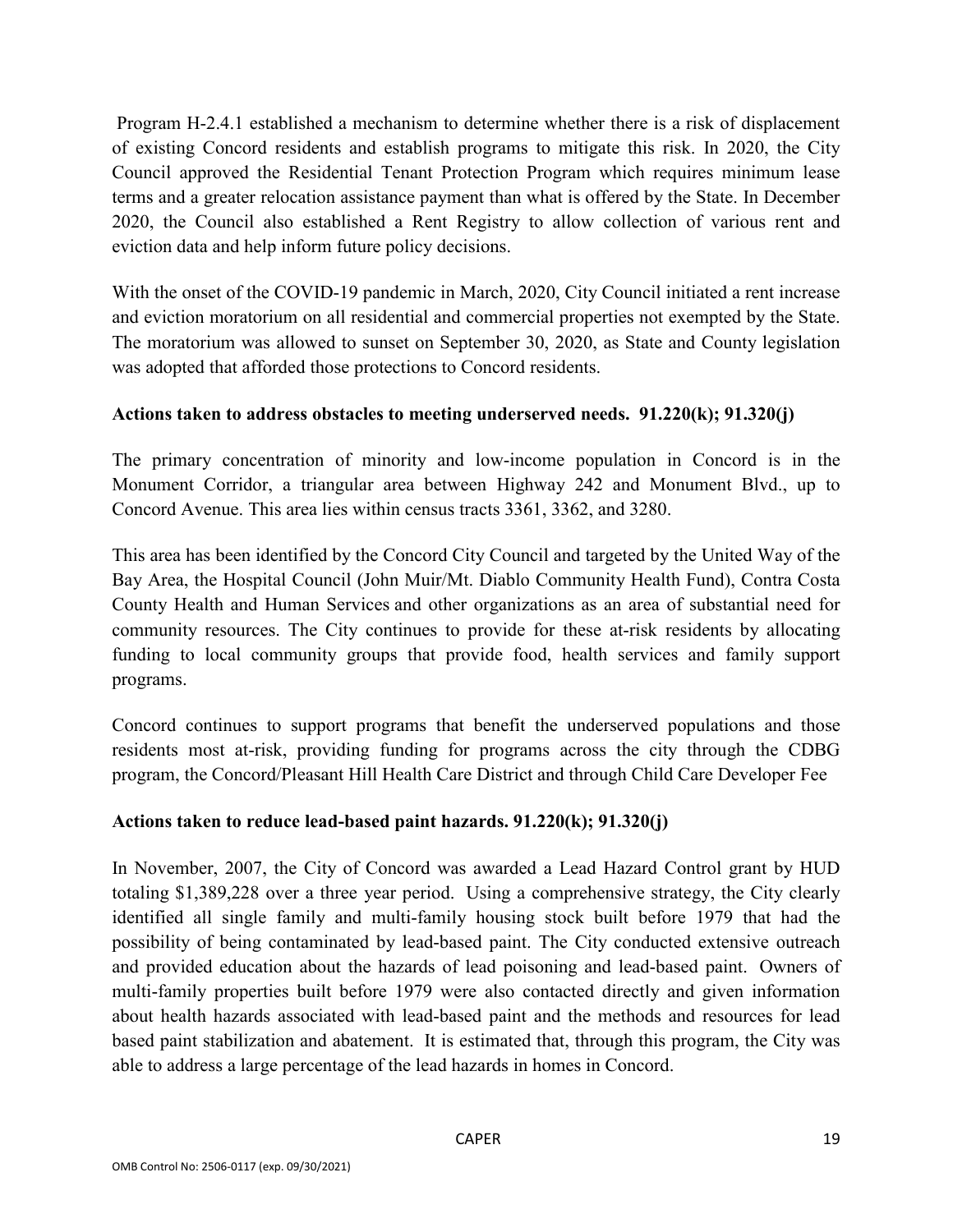Program H-2.4.1 established a mechanism to determine whether there is a risk of displacement of existing Concord residents and establish programs to mitigate this risk. In 2020, the City Council approved the Residential Tenant Protection Program which requires minimum lease terms and a greater relocation assistance payment than what is offered by the State. In December 2020, the Council also established a Rent Registry to allow collection of various rent and eviction data and help inform future policy decisions.

With the onset of the COVID-19 pandemic in March, 2020, City Council initiated a rent increase and eviction moratorium on all residential and commercial properties not exempted by the State. The moratorium was allowed to sunset on September 30, 2020, as State and County legislation was adopted that afforded those protections to Concord residents.

**Actions taken to address obstacles to meeting underserved needs. 91.220(k); 91.320(j)**

The primary concentration of minority and low-income population in Concord is in the Monument Corridor, a triangular area between Highway 242 and Monument Blvd., up to Concord Avenue. This area lies within census tracts 3361, 3362, and 3280.

This area has been identified by the Concord City Council and targeted by the United Way of the Bay Area, the Hospital Council (John Muir/Mt. Diablo Community Health Fund), Contra Costa County Health and Human Services and other organizations as an area of substantial need for community resources. The City continues to provide for these at-risk residents by allocating funding to local community groups that provide food, health services and family support programs.

Concord continues to support programs that benefit the underserved populations and those residents most at-risk, providing funding for programs across the city through the CDBG program, the Concord/Pleasant Hill Health Care District and through Child Care Developer Fee

**Actions taken to reduce lead-based paint hazards. 91.220(k); 91.320(j)**

In November, 2007, the City of Concord was awarded a Lead Hazard Control grant by HUD totaling $1,389,228 over a three year period. Using a comprehensive strategy, the City clearly identified all single family and multi-family housing stock built before 1979 that had the possibility of being contaminated by lead-based paint. The City conducted extensive outreach and provided education about the hazards of lead poisoning and lead-based paint. Owners of multi-family properties built before 1979 were also contacted directly and given information about health hazards associated with lead-based paint and the methods and resources for lead based paint stabilization and abatement. It is estimated that, through this program, the City was able to address a large percentage of the lead hazards in homes in Concord.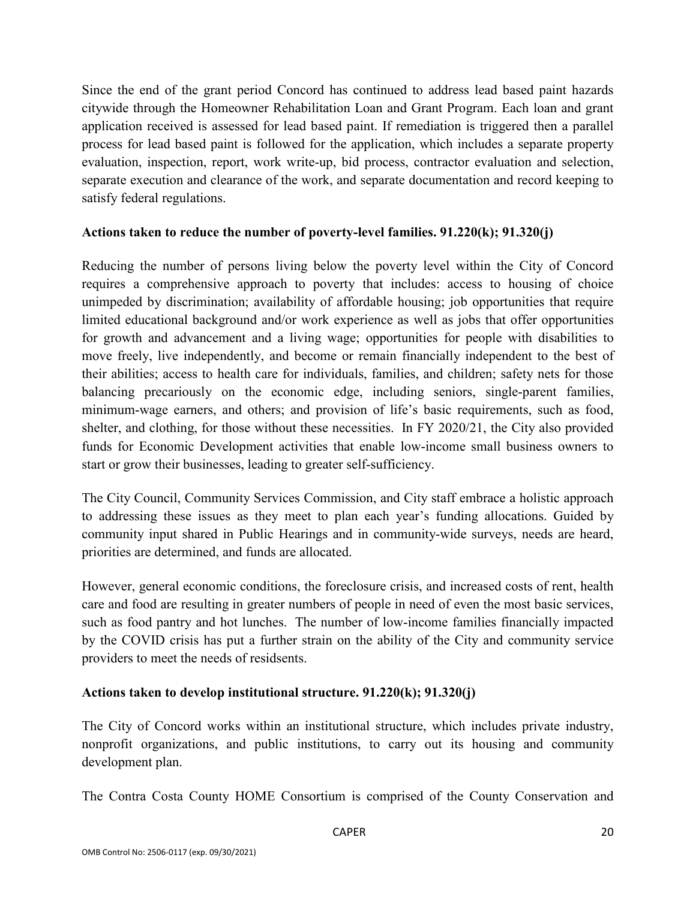Since the end of the grant period Concord has continued to address lead based paint hazards citywide through the Homeowner Rehabilitation Loan and Grant Program. Each loan and grant application received is assessed for lead based paint. If remediation is triggered then a parallel process for lead based paint is followed for the application, which includes a separate property evaluation, inspection, report, work write-up, bid process, contractor evaluation and selection, separate execution and clearance of the work, and separate documentation and record keeping to satisfy federal regulations.

**Actions taken to reduce the number of poverty-level families. 91.220(k); 91.320(j)**

Reducing the number of persons living below the poverty level within the City of Concord requires a comprehensive approach to poverty that includes: access to housing of choice unimpeded by discrimination; availability of affordable housing; job opportunities that require limited educational background and/or work experience as well as jobs that offer opportunities for growth and advancement and a living wage; opportunities for people with disabilities to move freely, live independently, and become or remain financially independent to the best of their abilities; access to health care for individuals, families, and children; safety nets for those balancing precariously on the economic edge, including seniors, single-parent families, minimum-wage earners, and others; and provision of life's basic requirements, such as food, shelter, and clothing, for those without these necessities. In FY 2020/21, the City also provided funds for Economic Development activities that enable low-income small business owners to start or grow their businesses, leading to greater self-sufficiency.

The City Council, Community Services Commission, and City staff embrace a holistic approach to addressing these issues as they meet to plan each year's funding allocations. Guided by community input shared in Public Hearings and in community-wide surveys, needs are heard, priorities are determined, and funds are allocated.

However, general economic conditions, the foreclosure crisis, and increased costs of rent, health care and food are resulting in greater numbers of people in need of even the most basic services, such as food pantry and hot lunches. The number of low-income families financially impacted by the COVID crisis has put a further strain on the ability of the City and community service providers to meet the needs of residsents.

**Actions taken to develop institutional structure. 91.220(k); 91.320(j)**

The City of Concord works within an institutional structure, which includes private industry, nonprofit organizations, and public institutions, to carry out its housing and community development plan.

The Contra Costa County HOME Consortium is comprised of the County Conservation and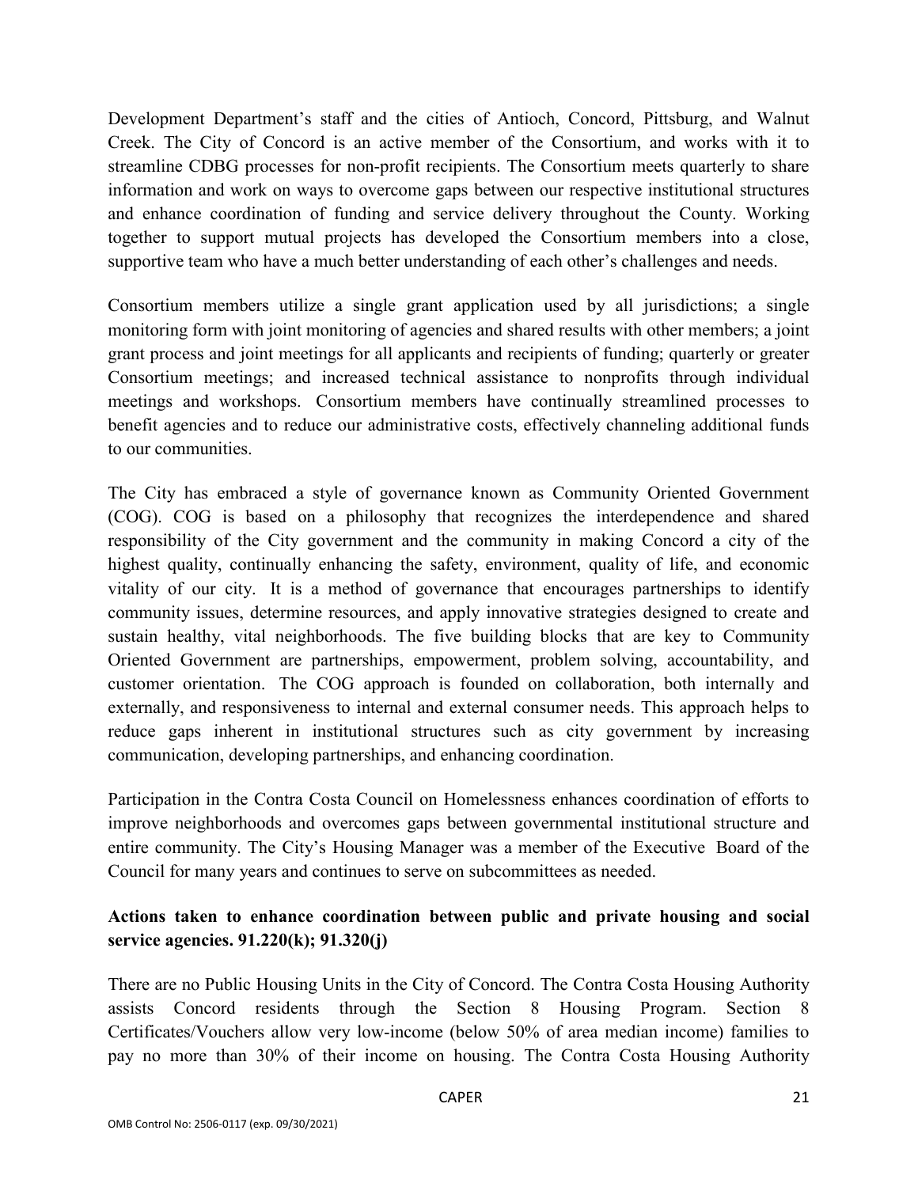Development Department's staff and the cities of Antioch, Concord, Pittsburg, and Walnut Creek. The City of Concord is an active member of the Consortium, and works with it to streamline CDBG processes for non-profit recipients. The Consortium meets quarterly to share information and work on ways to overcome gaps between our respective institutional structures and enhance coordination of funding and service delivery throughout the County. Working together to support mutual projects has developed the Consortium members into a close, supportive team who have a much better understanding of each other's challenges and needs.

Consortium members utilize a single grant application used by all jurisdictions; a single monitoring form with joint monitoring of agencies and shared results with other members; a joint grant process and joint meetings for all applicants and recipients of funding; quarterly or greater Consortium meetings; and increased technical assistance to nonprofits through individual meetings and workshops. Consortium members have continually streamlined processes to benefit agencies and to reduce our administrative costs, effectively channeling additional funds to our communities.

The City has embraced a style of governance known as Community Oriented Government (COG). COG is based on a philosophy that recognizes the interdependence and shared responsibility of the City government and the community in making Concord a city of the highest quality, continually enhancing the safety, environment, quality of life, and economic vitality of our city. It is a method of governance that encourages partnerships to identify community issues, determine resources, and apply innovative strategies designed to create and sustain healthy, vital neighborhoods. The five building blocks that are key to Community Oriented Government are partnerships, empowerment, problem solving, accountability, and customer orientation. The COG approach is founded on collaboration, both internally and externally, and responsiveness to internal and external consumer needs. This approach helps to reduce gaps inherent in institutional structures such as city government by increasing communication, developing partnerships, and enhancing coordination.

Participation in the Contra Costa Council on Homelessness enhances coordination of efforts to improve neighborhoods and overcomes gaps between governmental institutional structure and entire community. The City's Housing Manager was a member of the Executive Board of the Council for many years and continues to serve on subcommittees as needed.

**Actions taken to enhance coordination between public and private housing and social service agencies. 91.220(k); 91.320(j)**

There are no Public Housing Units in the City of Concord. The Contra Costa Housing Authority assists Concord residents through the Section 8 Housing Program. Section 8 Certificates/Vouchers allow very low-income (below 50% of area median income) families to pay no more than 30% of their income on housing. The Contra Costa Housing Authority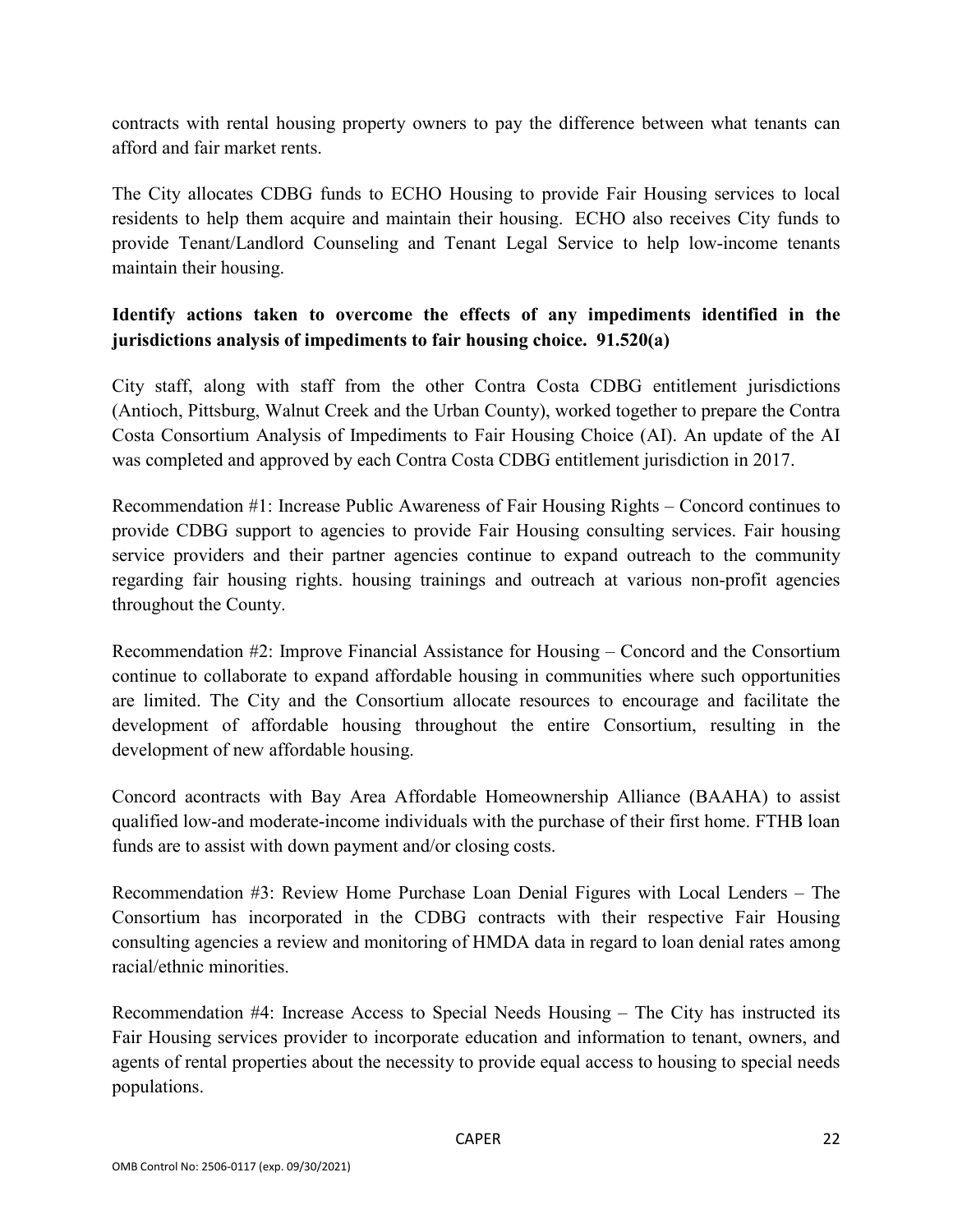contracts with rental housing property owners to pay the difference between what tenants can afford and fair market rents.

The City allocates CDBG funds to ECHO Housing to provide Fair Housing services to local residents to help them acquire and maintain their housing. ECHO also receives City funds to provide Tenant/Landlord Counseling and Tenant Legal Service to help low-income tenants maintain their housing.

**Identify actions taken to overcome the effects of any impediments identified in the jurisdictions analysis of impediments to fair housing choice. 91.520(a)**

City staff, along with staff from the other Contra Costa CDBG entitlement jurisdictions (Antioch, Pittsburg, Walnut Creek and the Urban County), worked together to prepare the Contra Costa Consortium Analysis of Impediments to Fair Housing Choice (AI). An update of the AI was completed and approved by each Contra Costa CDBG entitlement jurisdiction in 2017.

Recommendation #1: Increase Public Awareness of Fair Housing Rights – Concord continues to provide CDBG support to agencies to provide Fair Housing consulting services. Fair housing service providers and their partner agencies continue to expand outreach to the community regarding fair housing rights. housing trainings and outreach at various non-profit agencies throughout the County.

Recommendation #2: Improve Financial Assistance for Housing – Concord and the Consortium continue to collaborate to expand affordable housing in communities where such opportunities are limited. The City and the Consortium allocate resources to encourage and facilitate the development of affordable housing throughout the entire Consortium, resulting in the development of new affordable housing.

Concord acontracts with Bay Area Affordable Homeownership Alliance (BAAHA) to assist qualified low-and moderate-income individuals with the purchase of their first home. FTHB loan funds are to assist with down payment and/or closing costs.

Recommendation #3: Review Home Purchase Loan Denial Figures with Local Lenders – The Consortium has incorporated in the CDBG contracts with their respective Fair Housing consulting agencies a review and monitoring of HMDA data in regard to loan denial rates among racial/ethnic minorities.

Recommendation #4: Increase Access to Special Needs Housing – The City has instructed its Fair Housing services provider to incorporate education and information to tenant, owners, and agents of rental properties about the necessity to provide equal access to housing to special needs populations.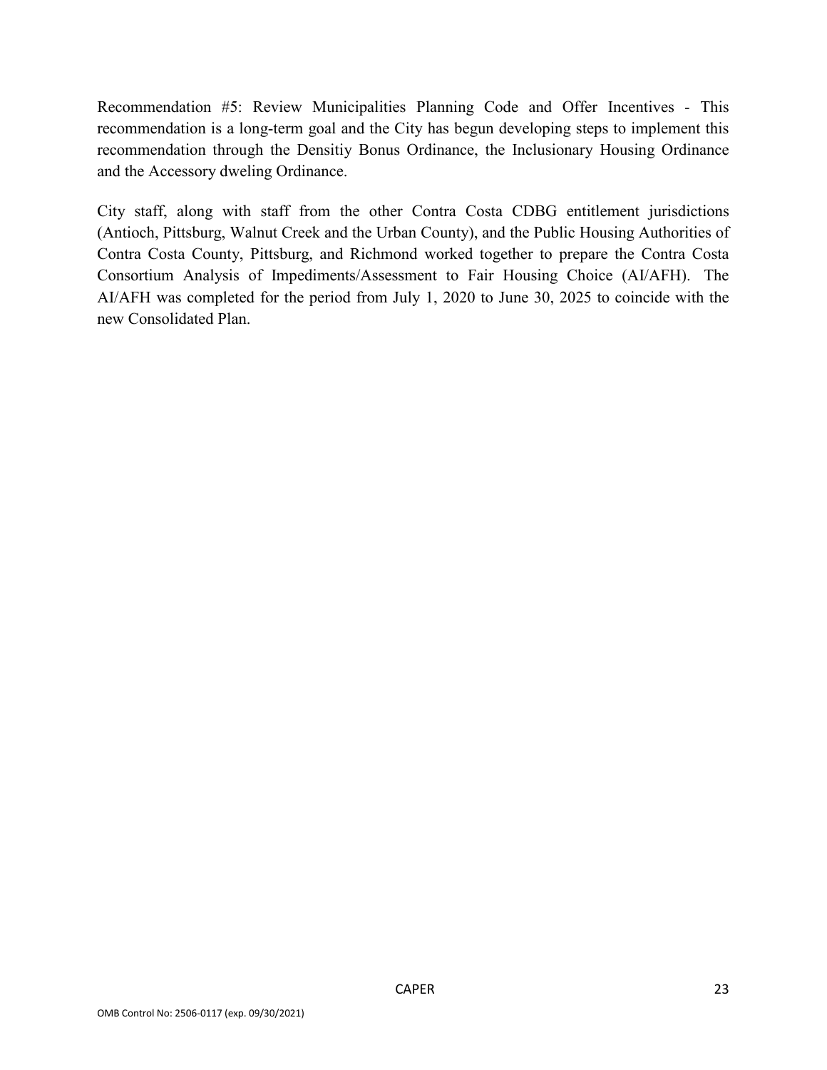Recommendation #5: Review Municipalities Planning Code and Offer Incentives - This recommendation is a long-term goal and the City has begun developing steps to implement this recommendation through the Densitiy Bonus Ordinance, the Inclusionary Housing Ordinance and the Accessory dweling Ordinance.

City staff, along with staff from the other Contra Costa CDBG entitlement jurisdictions (Antioch, Pittsburg, Walnut Creek and the Urban County), and the Public Housing Authorities of Contra Costa County, Pittsburg, and Richmond worked together to prepare the Contra Costa Consortium Analysis of Impediments/Assessment to Fair Housing Choice (AI/AFH). The AI/AFH was completed for the period from July 1, 2020 to June 30, 2025 to coincide with the new Consolidated Plan.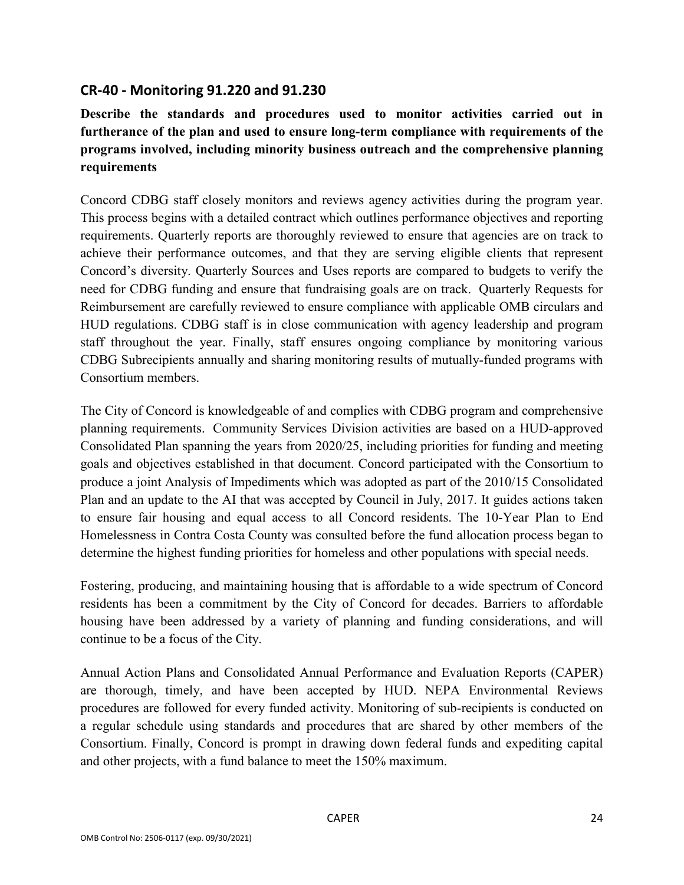## CR-40 - Monitoring 91.220 and 91.230

**Describe the standards and procedures used to monitor activities carried out in furtherance of the plan and used to ensure long-term compliance with requirements of the programs involved, including minority business outreach and the comprehensive planning requirements**

Concord CDBG staff closely monitors and reviews agency activities during the program year. This process begins with a detailed contract which outlines performance objectives and reporting requirements. Quarterly reports are thoroughly reviewed to ensure that agencies are on track to achieve their performance outcomes, and that they are serving eligible clients that represent Concord's diversity. Quarterly Sources and Uses reports are compared to budgets to verify the need for CDBG funding and ensure that fundraising goals are on track. Quarterly Requests for Reimbursement are carefully reviewed to ensure compliance with applicable OMB circulars and HUD regulations. CDBG staff is in close communication with agency leadership and program staff throughout the year. Finally, staff ensures ongoing compliance by monitoring various CDBG Subrecipients annually and sharing monitoring results of mutually-funded programs with Consortium members.

The City of Concord is knowledgeable of and complies with CDBG program and comprehensive planning requirements. Community Services Division activities are based on a HUD-approved Consolidated Plan spanning the years from 2020/25, including priorities for funding and meeting goals and objectives established in that document. Concord participated with the Consortium to produce a joint Analysis of Impediments which was adopted as part of the 2010/15 Consolidated Plan and an update to the AI that was accepted by Council in July, 2017. It guides actions taken to ensure fair housing and equal access to all Concord residents. The 10-Year Plan to End Homelessness in Contra Costa County was consulted before the fund allocation process began to determine the highest funding priorities for homeless and other populations with special needs.

Fostering, producing, and maintaining housing that is affordable to a wide spectrum of Concord residents has been a commitment by the City of Concord for decades. Barriers to affordable housing have been addressed by a variety of planning and funding considerations, and will continue to be a focus of the City.

Annual Action Plans and Consolidated Annual Performance and Evaluation Reports (CAPER) are thorough, timely, and have been accepted by HUD. NEPA Environmental Reviews procedures are followed for every funded activity. Monitoring of sub-recipients is conducted on a regular schedule using standards and procedures that are shared by other members of the Consortium. Finally, Concord is prompt in drawing down federal funds and expediting capital and other projects, with a fund balance to meet the 150% maximum.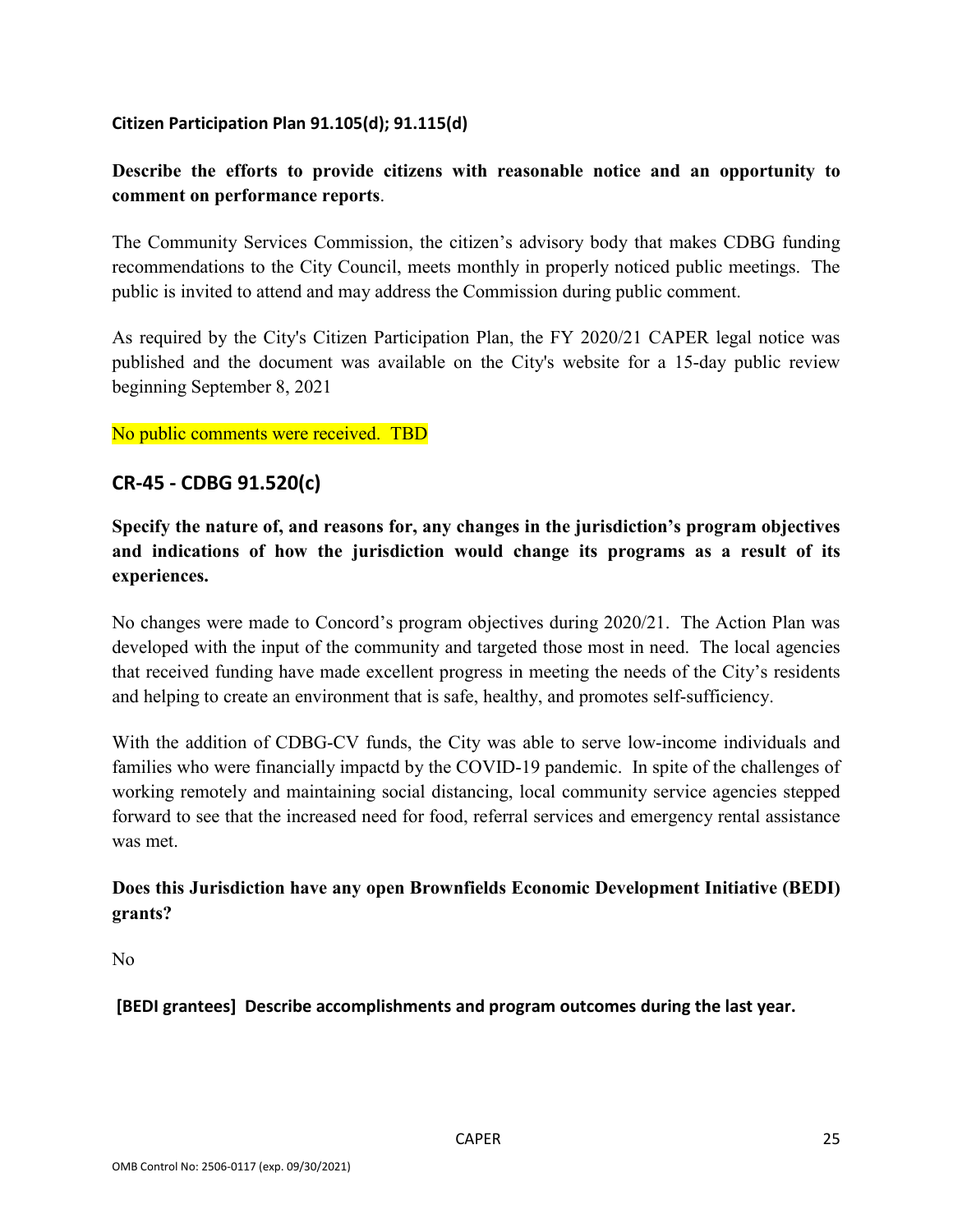**Citizen Participation Plan 91.105(d); 91.115(d)**

**Describe the efforts to provide citizens with reasonable notice and an opportunity to comment on performance reports**.

The Community Services Commission, the citizen's advisory body that makes CDBG funding recommendations to the City Council, meets monthly in properly noticed public meetings. The public is invited to attend and may address the Commission during public comment.

As required by the City's Citizen Participation Plan, the FY 2020/21 CAPER legal notice was published and the document was available on the City's website for a 15-day public review beginning September 8, 2021

No public comments were received. TBD

## CR-45 - CDBG 91.520(c)

**Specify the nature of, and reasons for, any changes in the jurisdiction's program objectives and indications of how the jurisdiction would change its programs as a result of its experiences.**

No changes were made to Concord's program objectives during 2020/21. The Action Plan was developed with the input of the community and targeted those most in need. The local agencies that received funding have made excellent progress in meeting the needs of the City's residents and helping to create an environment that is safe, healthy, and promotes self-sufficiency.

With the addition of CDBG-CV funds, the City was able to serve low-income individuals and families who were financially impactd by the COVID-19 pandemic. In spite of the challenges of working remotely and maintaining social distancing, local community service agencies stepped forward to see that the increased need for food, referral services and emergency rental assistance was met.

**Does this Jurisdiction have any open Brownfields Economic Development Initiative (BEDI) grants?**

No

**[BEDI grantees] Describe accomplishments and program outcomes during the last year.**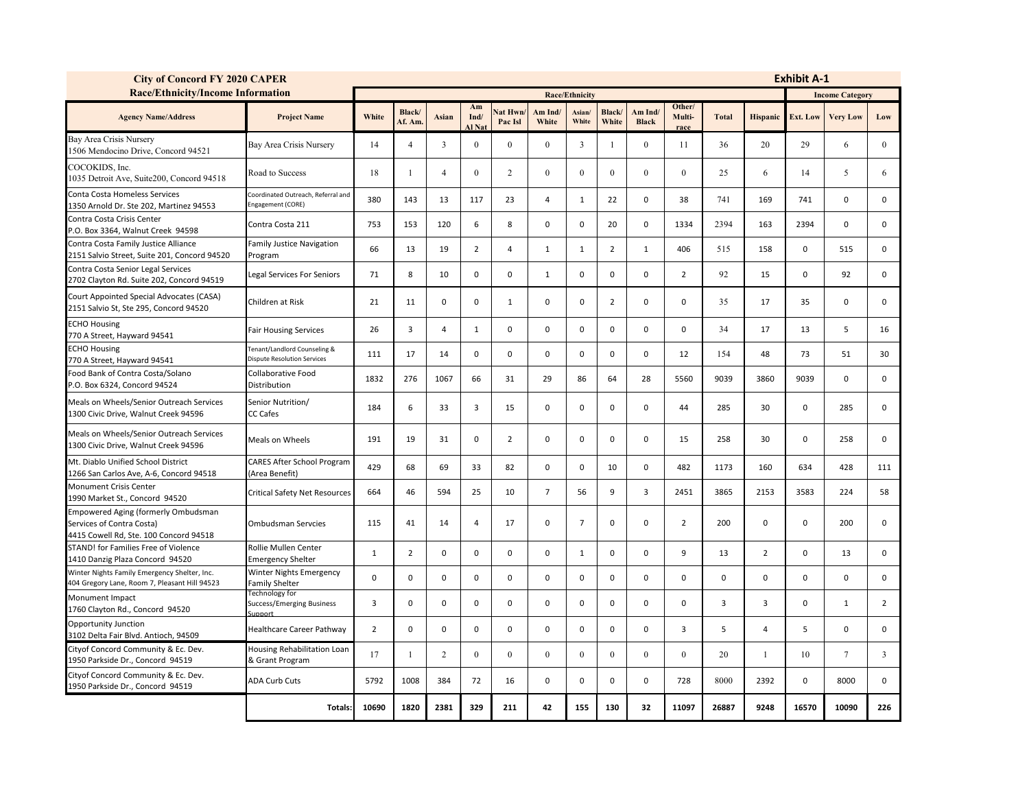**City of Concord FY 2020 CAPER** **Exhibit A-1**

**Race/Ethnicity/Income Information**

| Agency Name/Address | Project Name | Race/Ethnicity | | | | | | | | | | | | Income Category | | |
|---|---|---|---|---|---|---|---|---|---|---|---|---|---|---|---|---|
| | | White | Black/ Af. Am. | Asian | Am Ind/ Al Nat | Nat Hwn/ Pac Isl | Am Ind/ White | Asian/ White | Black/ White | Am Ind/ Black | Other/ Multi-race | Total | Hispanic | Ext. Low | Very Low | Low |
| Bay Area Crisis Nursery 1506 Mendocino Drive, Concord 94521 | Bay Area Crisis Nursery | 14 | 4 | 3 | 0 | 0 | 0 | 3 | 1 | 0 | 11 | 36 | 20 | 29 | 6 | 0 |
| COCOKIDS, Inc. 1035 Detroit Ave, Suite200, Concord 94518 | Road to Success | 18 | 1 | 4 | 0 | 2 | 0 | 0 | 0 | 0 | 0 | 25 | 6 | 14 | 5 | 6 |
| Conta Costa Homeless Services 1350 Arnold Dr. Ste 202, Martinez 94553 | Coordinated Outreach, Referral and Engagement (CORE) | 380 | 143 | 13 | 117 | 23 | 4 | 1 | 22 | 0 | 38 | 741 | 169 | 741 | 0 | 0 |
| Contra Costa Crisis Center P.O. Box 3364, Walnut Creek 94598 | Contra Costa 211 | 753 | 153 | 120 | 6 | 8 | 0 | 0 | 20 | 0 | 1334 | 2394 | 163 | 2394 | 0 | 0 |
| Contra Costa Family Justice Alliance 2151 Salvio Street, Suite 201, Concord 94520 | Family Justice Navigation Program | 66 | 13 | 19 | 2 | 4 | 1 | 1 | 2 | 1 | 406 | 515 | 158 | 0 | 515 | 0 |
| Contra Costa Senior Legal Services 2702 Clayton Rd. Suite 202, Concord 94519 | Legal Services For Seniors | 71 | 8 | 10 | 0 | 0 | 1 | 0 | 0 | 0 | 2 | 92 | 15 | 0 | 92 | 0 |
| Court Appointed Special Advocates (CASA) 2151 Salvio St, Ste 295, Concord 94520 | Children at Risk | 21 | 11 | 0 | 0 | 1 | 0 | 0 | 2 | 0 | 0 | 35 | 17 | 35 | 0 | 0 |
| ECHO Housing 770 A Street, Hayward 94541 | Fair Housing Services | 26 | 3 | 4 | 1 | 0 | 0 | 0 | 0 | 0 | 0 | 34 | 17 | 13 | 5 | 16 |
| ECHO Housing 770 A Street, Hayward 94541 | Tenant/Landlord Counseling & Dispute Resolution Services | 111 | 17 | 14 | 0 | 0 | 0 | 0 | 0 | 0 | 12 | 154 | 48 | 73 | 51 | 30 |
| Food Bank of Contra Costa/Solano P.O. Box 6324, Concord 94524 | Collaborative Food Distribution | 1832 | 276 | 1067 | 66 | 31 | 29 | 86 | 64 | 28 | 5560 | 9039 | 3860 | 9039 | 0 | 0 |
| Meals on Wheels/Senior Outreach Services 1300 Civic Drive, Walnut Creek 94596 | Senior Nutrition/ CC Cafes | 184 | 6 | 33 | 3 | 15 | 0 | 0 | 0 | 0 | 44 | 285 | 30 | 0 | 285 | 0 |
| Meals on Wheels/Senior Outreach Services 1300 Civic Drive, Walnut Creek 94596 | Meals on Wheels | 191 | 19 | 31 | 0 | 2 | 0 | 0 | 0 | 0 | 15 | 258 | 30 | 0 | 258 | 0 |
| Mt. Diablo Unified School District 1266 San Carlos Ave, A-6, Concord 94518 | CARES After School Program (Area Benefit) | 429 | 68 | 69 | 33 | 82 | 0 | 0 | 10 | 0 | 482 | 1173 | 160 | 634 | 428 | 111 |
| Monument Crisis Center 1990 Market St., Concord 94520 | Critical Safety Net Resources | 664 | 46 | 594 | 25 | 10 | 7 | 56 | 9 | 3 | 2451 | 3865 | 2153 | 3583 | 224 | 58 |
| Empowered Aging (formerly Ombudsman Services of Contra Costa) 4415 Cowell Rd, Ste. 100 Concord 94518 | Ombudsman Servcies | 115 | 41 | 14 | 4 | 17 | 0 | 7 | 0 | 0 | 2 | 200 | 0 | 0 | 200 | 0 |
| STAND! for Families Free of Violence 1410 Danzig Plaza Concord 94520 | Rollie Mullen Center Emergency Shelter | 1 | 2 | 0 | 0 | 0 | 0 | 1 | 0 | 0 | 9 | 13 | 2 | 0 | 13 | 0 |
| Winter Nights Family Emergency Shelter, Inc. 404 Gregory Lane, Room 7, Pleasant Hill 94523 | Winter Nights Emergency Family Shelter | 0 | 0 | 0 | 0 | 0 | 0 | 0 | 0 | 0 | 0 | 0 | 0 | 0 | 0 | 0 |
| Monument Impact 1760 Clayton Rd., Concord 94520 | Technology for Success/Emerging Business Support | 3 | 0 | 0 | 0 | 0 | 0 | 0 | 0 | 0 | 0 | 3 | 3 | 0 | 1 | 2 |
| Opportunity Junction 3102 Delta Fair Blvd. Antioch, 94509 | Healthcare Career Pathway | 2 | 0 | 0 | 0 | 0 | 0 | 0 | 0 | 0 | 3 | 5 | 4 | 5 | 0 | 0 |
| Cityof Concord Community & Ec. Dev. 1950 Parkside Dr., Concord 94519 | Housing Rehabilitation Loan & Grant Program | 17 | 1 | 2 | 0 | 0 | 0 | 0 | 0 | 0 | 0 | 20 | 1 | 10 | 7 | 3 |
| Cityof Concord Community & Ec. Dev. 1950 Parkside Dr., Concord 94519 | ADA Curb Cuts | 5792 | 1008 | 384 | 72 | 16 | 0 | 0 | 0 | 0 | 728 | 8000 | 2392 | 0 | 8000 | 0 |
| | **Totals:** | **10690** | **1820** | **2381** | **329** | **211** | **42** | **155** | **130** | **32** | **11097** | **26887** | **9248** | **16570** | **10090** | **226** |